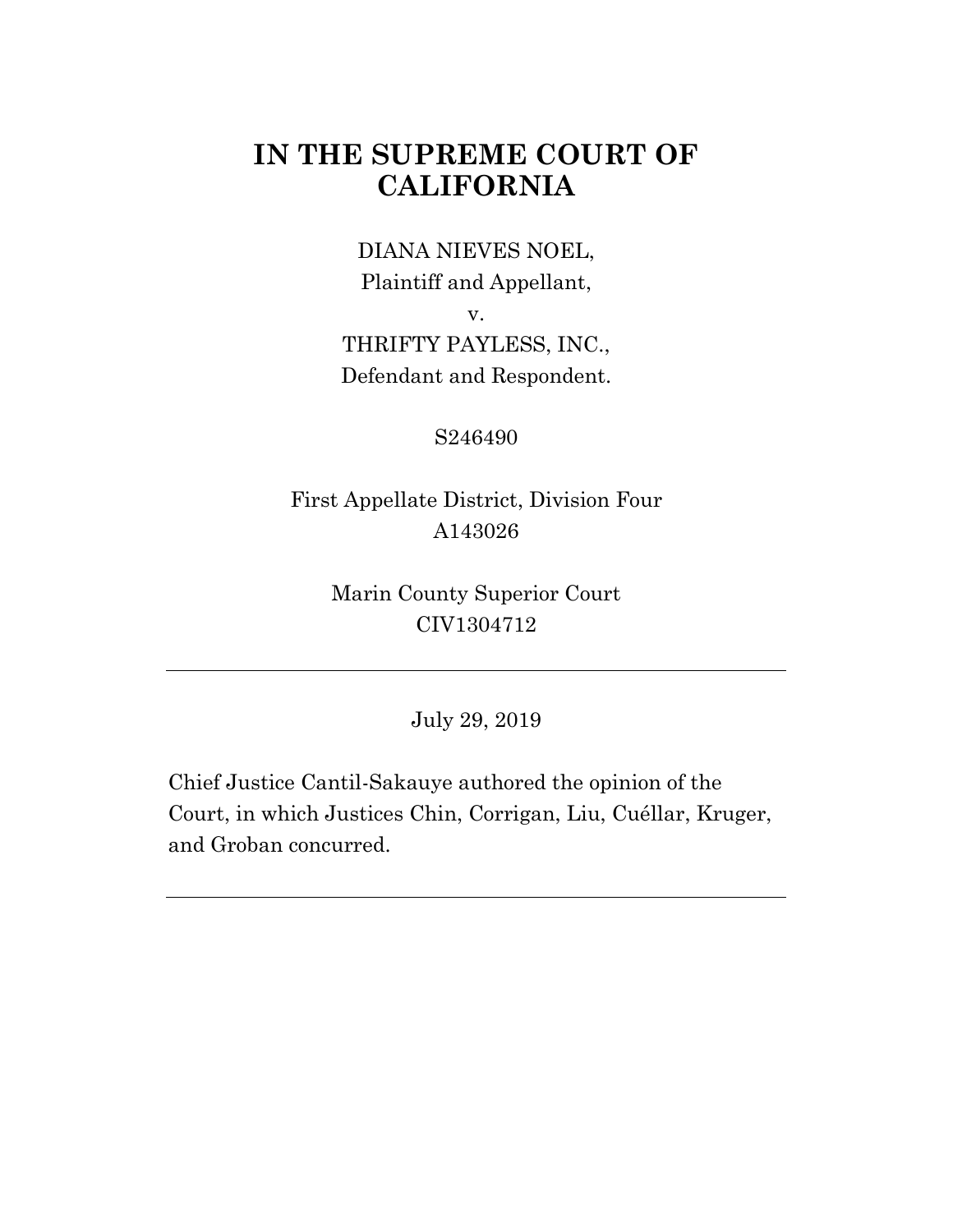# IN THE SUPREME COURT OF CALIFORNIA

DIANA NIEVES NOEL,
Plaintiff and Appellant,
v.
THRIFTY PAYLESS, INC.,
Defendant and Respondent.

S246490

First Appellate District, Division Four
A143026

Marin County Superior Court
CIV1304712

---

July 29, 2019

Chief Justice Cantil-Sakauye authored the opinion of the Court, in which Justices Chin, Corrigan, Liu, Cuéllar, Kruger, and Groban concurred.

---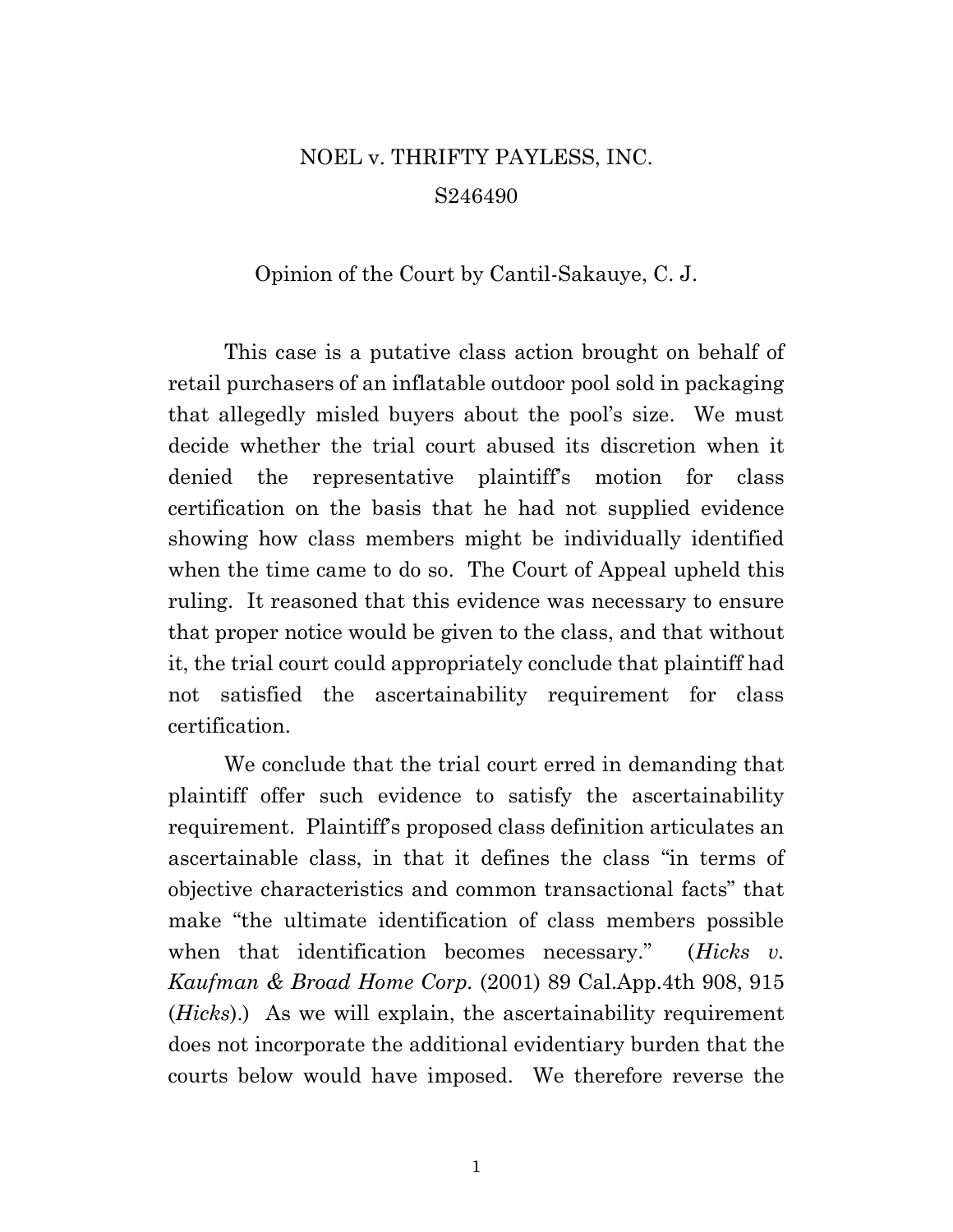NOEL v. THRIFTY PAYLESS, INC.

S246490

Opinion of the Court by Cantil-Sakauye, C. J.

This case is a putative class action brought on behalf of retail purchasers of an inflatable outdoor pool sold in packaging that allegedly misled buyers about the pool's size. We must decide whether the trial court abused its discretion when it denied the representative plaintiff's motion for class certification on the basis that he had not supplied evidence showing how class members might be individually identified when the time came to do so. The Court of Appeal upheld this ruling. It reasoned that this evidence was necessary to ensure that proper notice would be given to the class, and that without it, the trial court could appropriately conclude that plaintiff had not satisfied the ascertainability requirement for class certification.

We conclude that the trial court erred in demanding that plaintiff offer such evidence to satisfy the ascertainability requirement. Plaintiff's proposed class definition articulates an ascertainable class, in that it defines the class "in terms of objective characteristics and common transactional facts" that make "the ultimate identification of class members possible when that identification becomes necessary." (*Hicks v. Kaufman & Broad Home Corp.* (2001) 89 Cal.App.4th 908, 915 (*Hicks*).) As we will explain, the ascertainability requirement does not incorporate the additional evidentiary burden that the courts below would have imposed. We therefore reverse the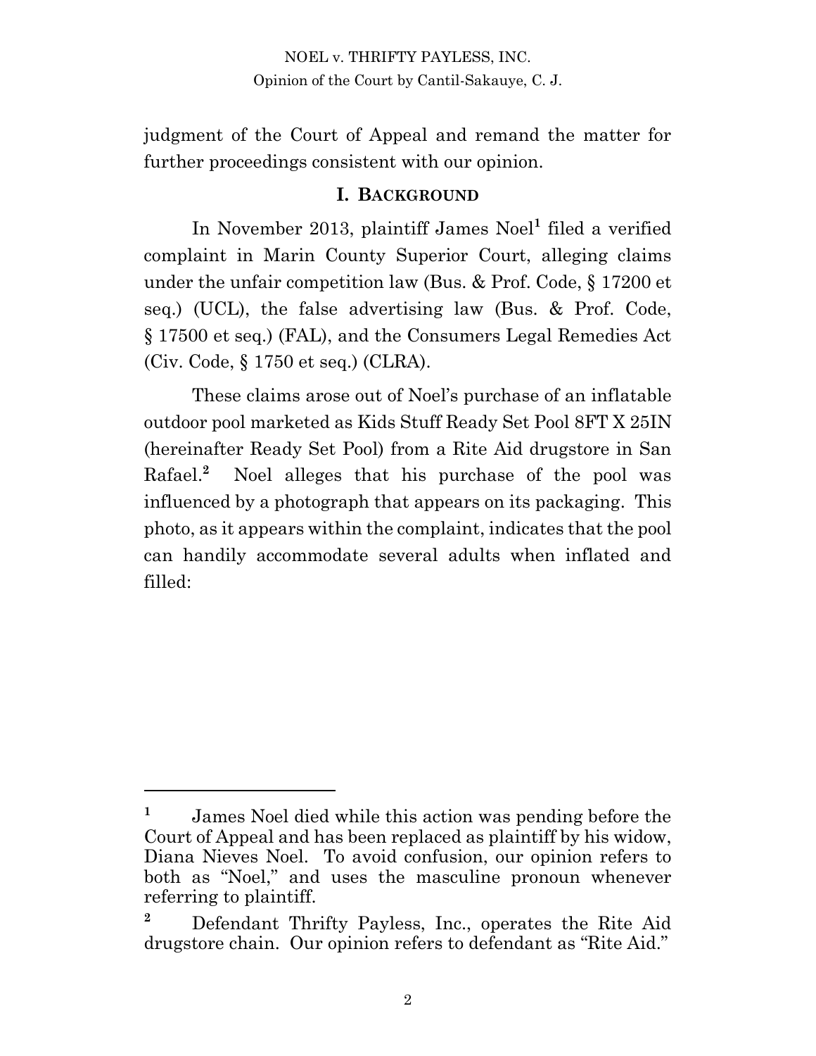judgment of the Court of Appeal and remand the matter for further proceedings consistent with our opinion.

## I. BACKGROUND

In November 2013, plaintiff James Noel[1] filed a verified complaint in Marin County Superior Court, alleging claims under the unfair competition law (Bus. & Prof. Code, § 17200 et seq.) (UCL), the false advertising law (Bus. & Prof. Code, § 17500 et seq.) (FAL), and the Consumers Legal Remedies Act (Civ. Code, § 1750 et seq.) (CLRA).

These claims arose out of Noel's purchase of an inflatable outdoor pool marketed as Kids Stuff Ready Set Pool 8FT X 25IN (hereinafter Ready Set Pool) from a Rite Aid drugstore in San Rafael.[2] Noel alleges that his purchase of the pool was influenced by a photograph that appears on its packaging. This photo, as it appears within the complaint, indicates that the pool can handily accommodate several adults when inflated and filled:

---

[1] James Noel died while this action was pending before the Court of Appeal and has been replaced as plaintiff by his widow, Diana Nieves Noel. To avoid confusion, our opinion refers to both as "Noel," and uses the masculine pronoun whenever referring to plaintiff.

[2] Defendant Thrifty Payless, Inc., operates the Rite Aid drugstore chain. Our opinion refers to defendant as "Rite Aid."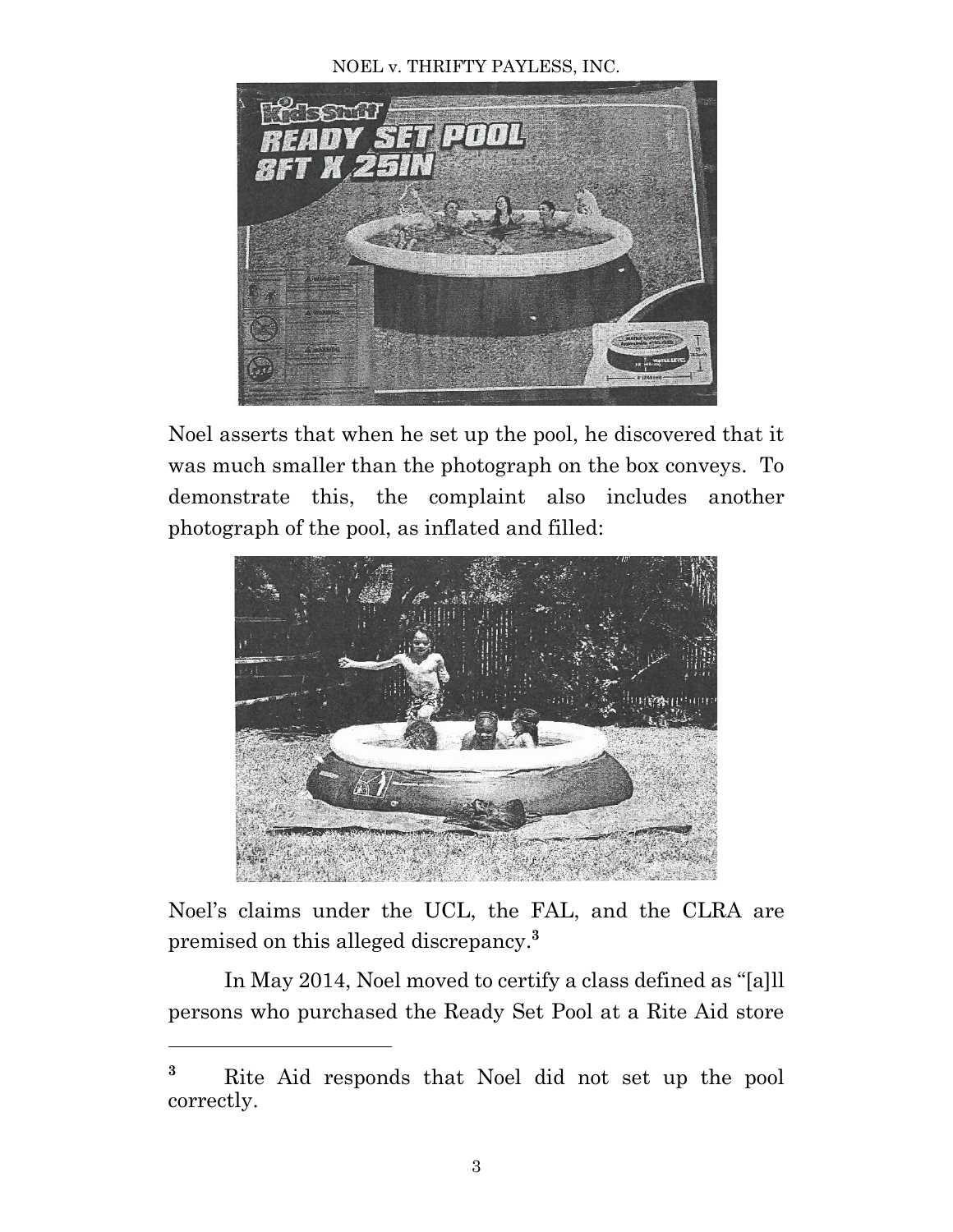Noel asserts that when he set up the pool, he discovered that it was much smaller than the photograph on the box conveys. To demonstrate this, the complaint also includes another photograph of the pool, as inflated and filled:

Noel's claims under the UCL, the FAL, and the CLRA are premised on this alleged discrepancy.[3]

In May 2014, Noel moved to certify a class defined as "[a]ll persons who purchased the Ready Set Pool at a Rite Aid store

---

[3] Rite Aid responds that Noel did not set up the pool correctly.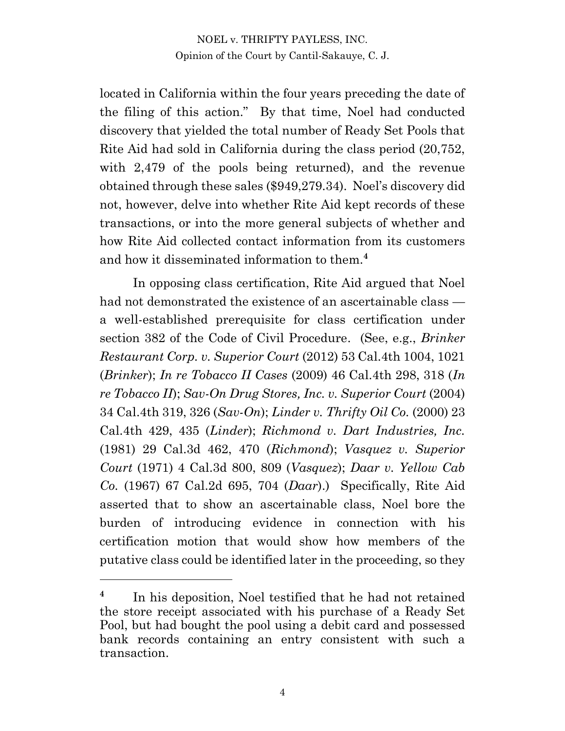located in California within the four years preceding the date of the filing of this action." By that time, Noel had conducted discovery that yielded the total number of Ready Set Pools that Rite Aid had sold in California during the class period (20,752, with 2,479 of the pools being returned), and the revenue obtained through these sales ($949,279.34). Noel's discovery did not, however, delve into whether Rite Aid kept records of these transactions, or into the more general subjects of whether and how Rite Aid collected contact information from its customers and how it disseminated information to them.[4]

In opposing class certification, Rite Aid argued that Noel had not demonstrated the existence of an ascertainable class — a well-established prerequisite for class certification under section 382 of the Code of Civil Procedure. (See, e.g., *Brinker Restaurant Corp. v. Superior Court* (2012) 53 Cal.4th 1004, 1021 (*Brinker*); *In re Tobacco II Cases* (2009) 46 Cal.4th 298, 318 (*In re Tobacco II*); *Sav-On Drug Stores, Inc. v. Superior Court* (2004) 34 Cal.4th 319, 326 (*Sav-On*); *Linder v. Thrifty Oil Co.* (2000) 23 Cal.4th 429, 435 (*Linder*); *Richmond v. Dart Industries, Inc.* (1981) 29 Cal.3d 462, 470 (*Richmond*); *Vasquez v. Superior Court* (1971) 4 Cal.3d 800, 809 (*Vasquez*); *Daar v. Yellow Cab Co.* (1967) 67 Cal.2d 695, 704 (*Daar*).) Specifically, Rite Aid asserted that to show an ascertainable class, Noel bore the burden of introducing evidence in connection with his certification motion that would show how members of the putative class could be identified later in the proceeding, so they

---

[4] In his deposition, Noel testified that he had not retained the store receipt associated with his purchase of a Ready Set Pool, but had bought the pool using a debit card and possessed bank records containing an entry consistent with such a transaction.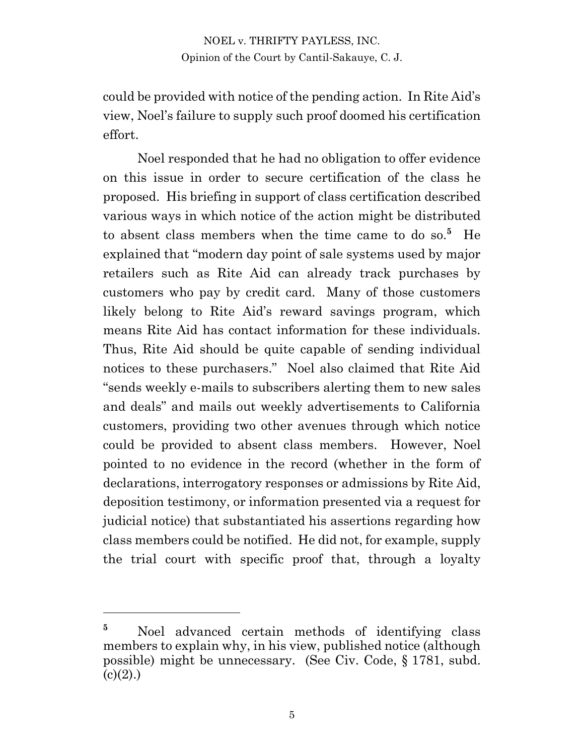could be provided with notice of the pending action. In Rite Aid's view, Noel's failure to supply such proof doomed his certification effort.

Noel responded that he had no obligation to offer evidence on this issue in order to secure certification of the class he proposed. His briefing in support of class certification described various ways in which notice of the action might be distributed to absent class members when the time came to do so.[5] He explained that "modern day point of sale systems used by major retailers such as Rite Aid can already track purchases by customers who pay by credit card. Many of those customers likely belong to Rite Aid's reward savings program, which means Rite Aid has contact information for these individuals. Thus, Rite Aid should be quite capable of sending individual notices to these purchasers." Noel also claimed that Rite Aid "sends weekly e-mails to subscribers alerting them to new sales and deals" and mails out weekly advertisements to California customers, providing two other avenues through which notice could be provided to absent class members. However, Noel pointed to no evidence in the record (whether in the form of declarations, interrogatory responses or admissions by Rite Aid, deposition testimony, or information presented via a request for judicial notice) that substantiated his assertions regarding how class members could be notified. He did not, for example, supply the trial court with specific proof that, through a loyalty

---

[5] Noel advanced certain methods of identifying class members to explain why, in his view, published notice (although possible) might be unnecessary. (See Civ. Code, § 1781, subd. (c)(2).)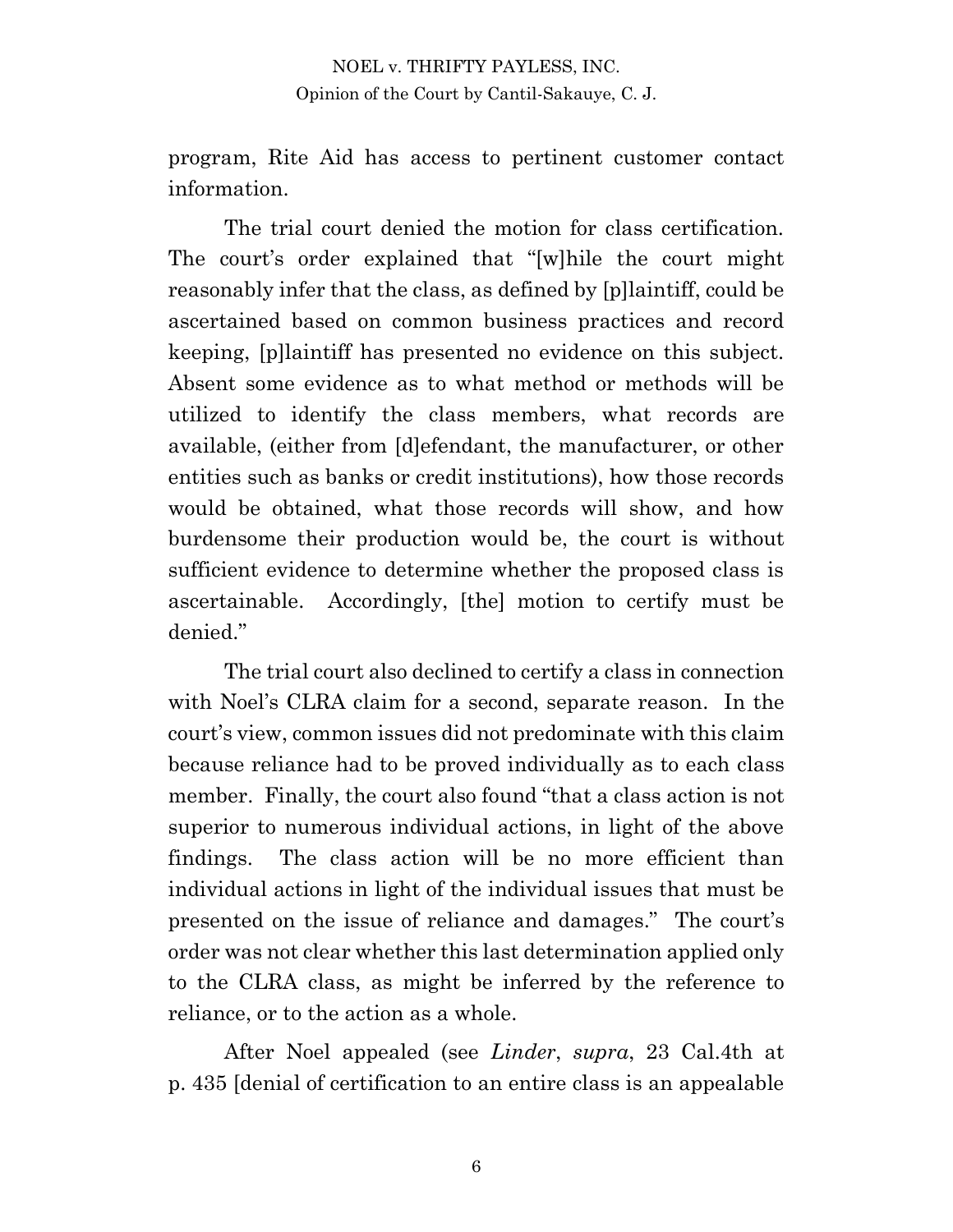program, Rite Aid has access to pertinent customer contact information.

The trial court denied the motion for class certification. The court's order explained that "[w]hile the court might reasonably infer that the class, as defined by [p]laintiff, could be ascertained based on common business practices and record keeping, [p]laintiff has presented no evidence on this subject. Absent some evidence as to what method or methods will be utilized to identify the class members, what records are available, (either from [d]efendant, the manufacturer, or other entities such as banks or credit institutions), how those records would be obtained, what those records will show, and how burdensome their production would be, the court is without sufficient evidence to determine whether the proposed class is ascertainable. Accordingly, [the] motion to certify must be denied."

The trial court also declined to certify a class in connection with Noel's CLRA claim for a second, separate reason. In the court's view, common issues did not predominate with this claim because reliance had to be proved individually as to each class member. Finally, the court also found "that a class action is not superior to numerous individual actions, in light of the above findings. The class action will be no more efficient than individual actions in light of the individual issues that must be presented on the issue of reliance and damages." The court's order was not clear whether this last determination applied only to the CLRA class, as might be inferred by the reference to reliance, or to the action as a whole.

After Noel appealed (see *Linder*, *supra*, 23 Cal.4th at p. 435 [denial of certification to an entire class is an appealable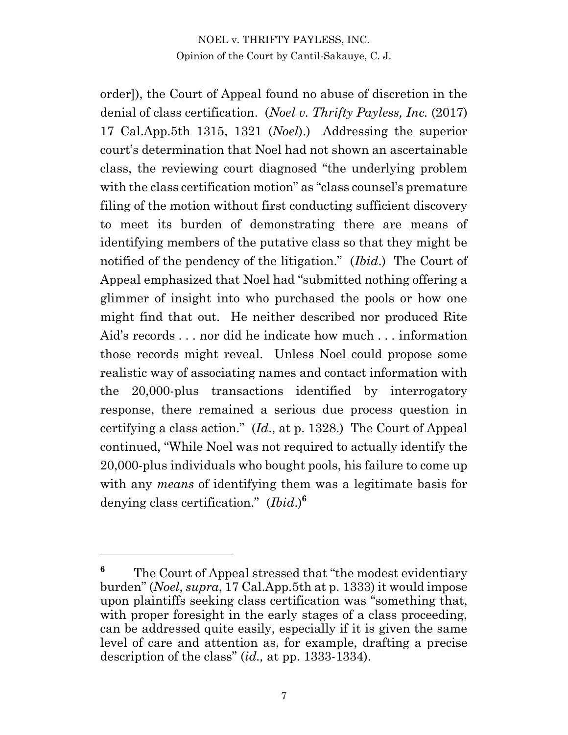order]), the Court of Appeal found no abuse of discretion in the denial of class certification. (*Noel v. Thrifty Payless, Inc.* (2017) 17 Cal.App.5th 1315, 1321 (*Noel*).) Addressing the superior court's determination that Noel had not shown an ascertainable class, the reviewing court diagnosed "the underlying problem with the class certification motion" as "class counsel's premature filing of the motion without first conducting sufficient discovery to meet its burden of demonstrating there are means of identifying members of the putative class so that they might be notified of the pendency of the litigation." (*Ibid.*) The Court of Appeal emphasized that Noel had "submitted nothing offering a glimmer of insight into who purchased the pools or how one might find that out. He neither described nor produced Rite Aid's records . . . nor did he indicate how much . . . information those records might reveal. Unless Noel could propose some realistic way of associating names and contact information with the 20,000-plus transactions identified by interrogatory response, there remained a serious due process question in certifying a class action." (*Id.*, at p. 1328.) The Court of Appeal continued, "While Noel was not required to actually identify the 20,000-plus individuals who bought pools, his failure to come up with any *means* of identifying them was a legitimate basis for denying class certification." (*Ibid.*)[6]

---

[6] The Court of Appeal stressed that "the modest evidentiary burden" (*Noel*, *supra*, 17 Cal.App.5th at p. 1333) it would impose upon plaintiffs seeking class certification was "something that, with proper foresight in the early stages of a class proceeding, can be addressed quite easily, especially if it is given the same level of care and attention as, for example, drafting a precise description of the class" (*id.,* at pp. 1333-1334).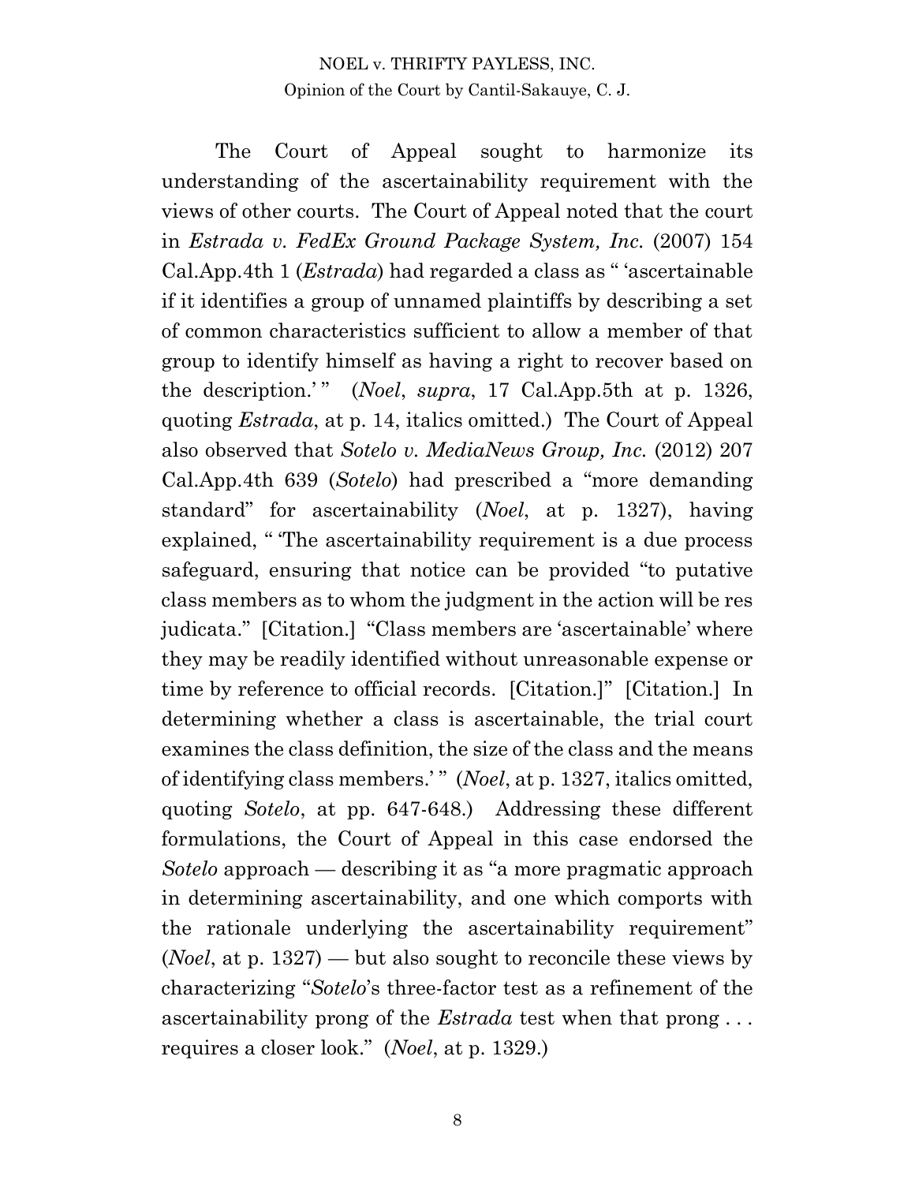The Court of Appeal sought to harmonize its understanding of the ascertainability requirement with the views of other courts. The Court of Appeal noted that the court in *Estrada v. FedEx Ground Package System, Inc.* (2007) 154 Cal.App.4th 1 (*Estrada*) had regarded a class as " 'ascertainable if it identifies a group of unnamed plaintiffs by describing a set of common characteristics sufficient to allow a member of that group to identify himself as having a right to recover based on the description.' " (*Noel*, *supra*, 17 Cal.App.5th at p. 1326, quoting *Estrada*, at p. 14, italics omitted.) The Court of Appeal also observed that *Sotelo v. MediaNews Group, Inc.* (2012) 207 Cal.App.4th 639 (*Sotelo*) had prescribed a "more demanding standard" for ascertainability (*Noel*, at p. 1327), having explained, " 'The ascertainability requirement is a due process safeguard, ensuring that notice can be provided "to putative class members as to whom the judgment in the action will be res judicata." [Citation.] "Class members are 'ascertainable' where they may be readily identified without unreasonable expense or time by reference to official records. [Citation.]" [Citation.] In determining whether a class is ascertainable, the trial court examines the class definition, the size of the class and the means of identifying class members.' " (*Noel*, at p. 1327, italics omitted, quoting *Sotelo*, at pp. 647-648.) Addressing these different formulations, the Court of Appeal in this case endorsed the *Sotelo* approach — describing it as "a more pragmatic approach in determining ascertainability, and one which comports with the rationale underlying the ascertainability requirement" (*Noel*, at p. 1327) — but also sought to reconcile these views by characterizing "*Sotelo*'s three-factor test as a refinement of the ascertainability prong of the *Estrada* test when that prong . . . requires a closer look." (*Noel*, at p. 1329.)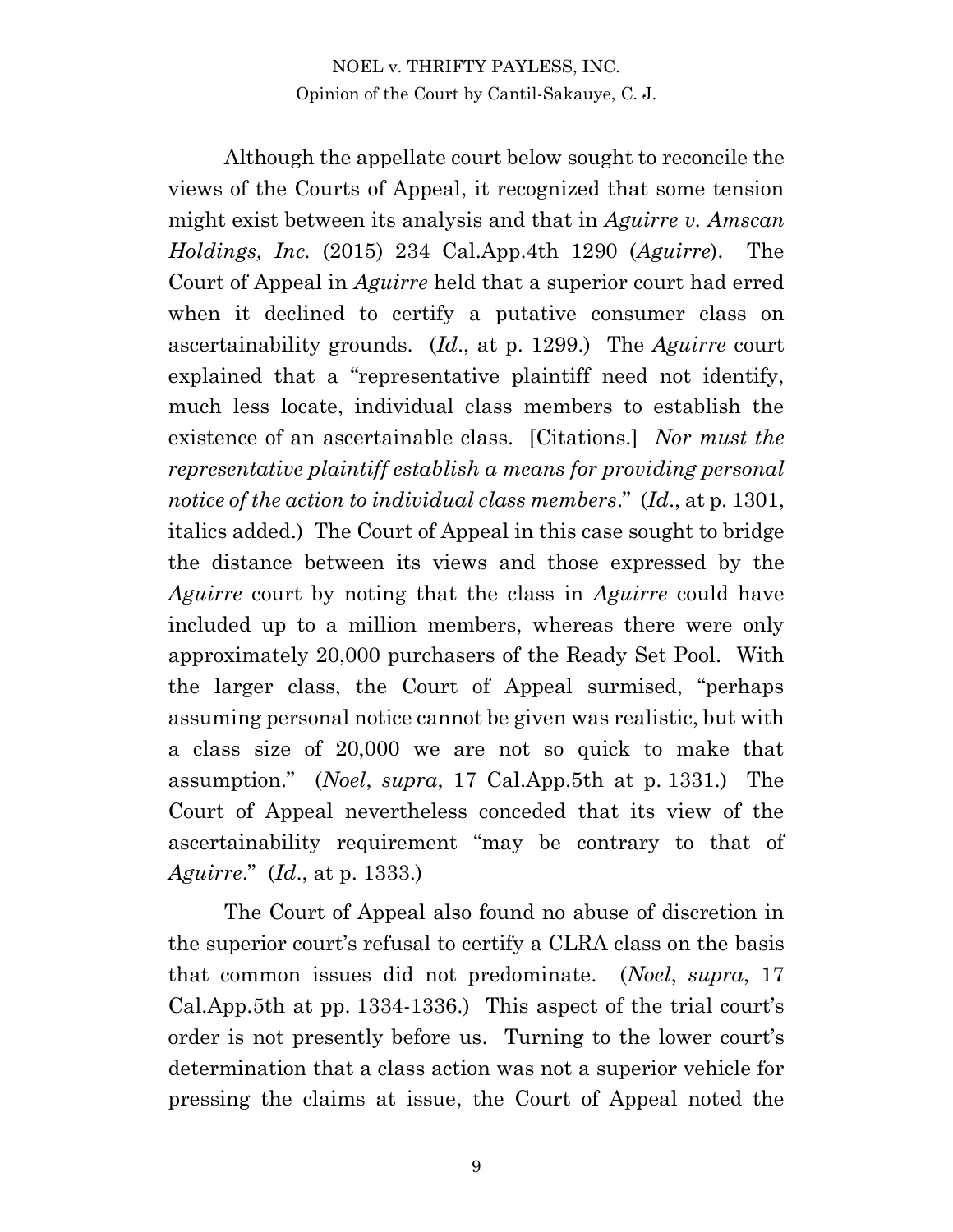Although the appellate court below sought to reconcile the views of the Courts of Appeal, it recognized that some tension might exist between its analysis and that in *Aguirre v. Amscan Holdings, Inc.* (2015) 234 Cal.App.4th 1290 (*Aguirre*). The Court of Appeal in *Aguirre* held that a superior court had erred when it declined to certify a putative consumer class on ascertainability grounds. (*Id*., at p. 1299.) The *Aguirre* court explained that a "representative plaintiff need not identify, much less locate, individual class members to establish the existence of an ascertainable class. [Citations.] *Nor must the representative plaintiff establish a means for providing personal notice of the action to individual class members*." (*Id*., at p. 1301, italics added.) The Court of Appeal in this case sought to bridge the distance between its views and those expressed by the *Aguirre* court by noting that the class in *Aguirre* could have included up to a million members, whereas there were only approximately 20,000 purchasers of the Ready Set Pool. With the larger class, the Court of Appeal surmised, "perhaps assuming personal notice cannot be given was realistic, but with a class size of 20,000 we are not so quick to make that assumption." (*Noel*, *supra*, 17 Cal.App.5th at p. 1331.) The Court of Appeal nevertheless conceded that its view of the ascertainability requirement "may be contrary to that of *Aguirre*." (*Id*., at p. 1333.)

The Court of Appeal also found no abuse of discretion in the superior court's refusal to certify a CLRA class on the basis that common issues did not predominate. (*Noel*, *supra*, 17 Cal.App.5th at pp. 1334-1336.) This aspect of the trial court's order is not presently before us. Turning to the lower court's determination that a class action was not a superior vehicle for pressing the claims at issue, the Court of Appeal noted the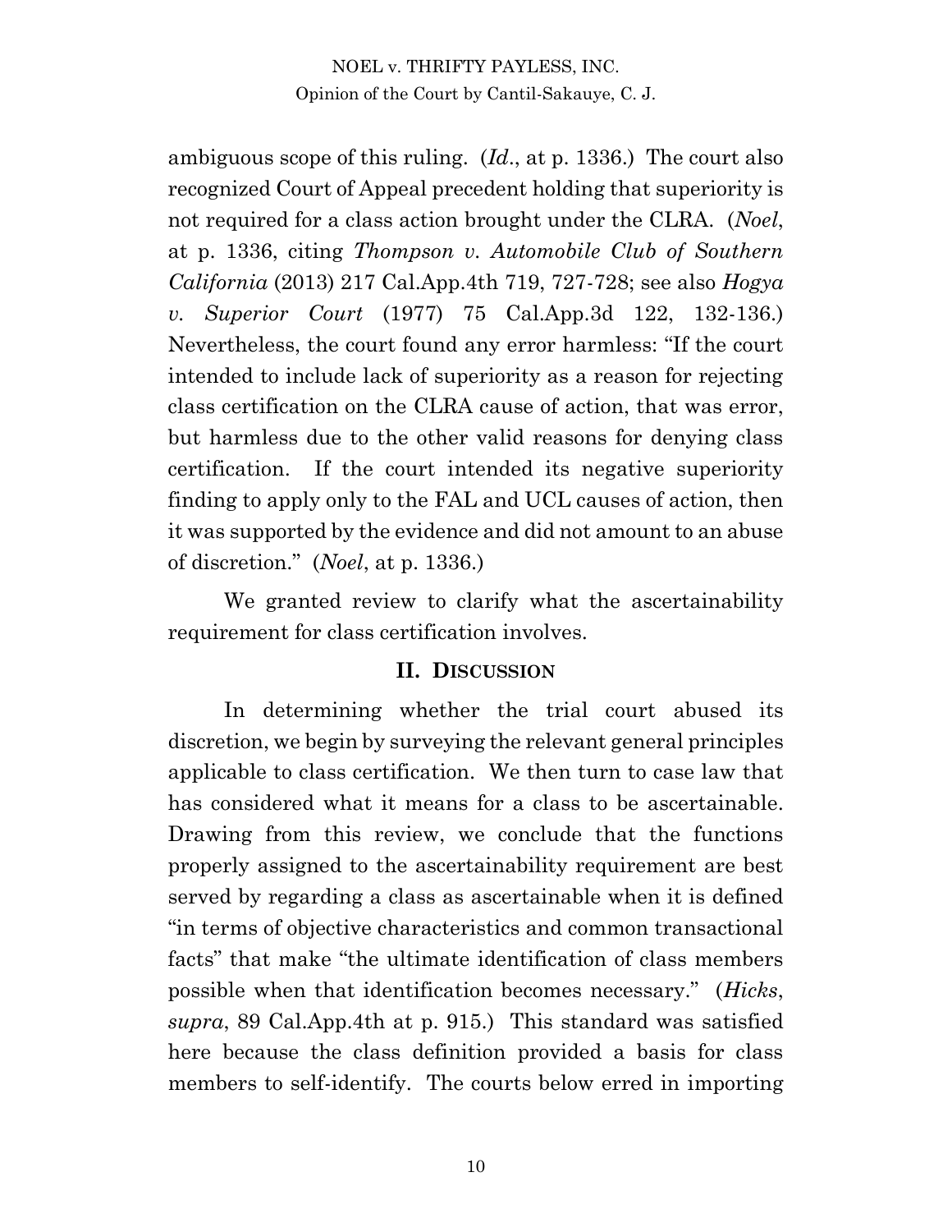ambiguous scope of this ruling. (*Id*., at p. 1336.) The court also recognized Court of Appeal precedent holding that superiority is not required for a class action brought under the CLRA. (*Noel*, at p. 1336, citing *Thompson v. Automobile Club of Southern California* (2013) 217 Cal.App.4th 719, 727-728; see also *Hogya v. Superior Court* (1977) 75 Cal.App.3d 122, 132-136.) Nevertheless, the court found any error harmless: "If the court intended to include lack of superiority as a reason for rejecting class certification on the CLRA cause of action, that was error, but harmless due to the other valid reasons for denying class certification. If the court intended its negative superiority finding to apply only to the FAL and UCL causes of action, then it was supported by the evidence and did not amount to an abuse of discretion." (*Noel*, at p. 1336.)

We granted review to clarify what the ascertainability requirement for class certification involves.

## II. Discussion

In determining whether the trial court abused its discretion, we begin by surveying the relevant general principles applicable to class certification. We then turn to case law that has considered what it means for a class to be ascertainable. Drawing from this review, we conclude that the functions properly assigned to the ascertainability requirement are best served by regarding a class as ascertainable when it is defined "in terms of objective characteristics and common transactional facts" that make "the ultimate identification of class members possible when that identification becomes necessary." (*Hicks*, *supra*, 89 Cal.App.4th at p. 915.) This standard was satisfied here because the class definition provided a basis for class members to self-identify. The courts below erred in importing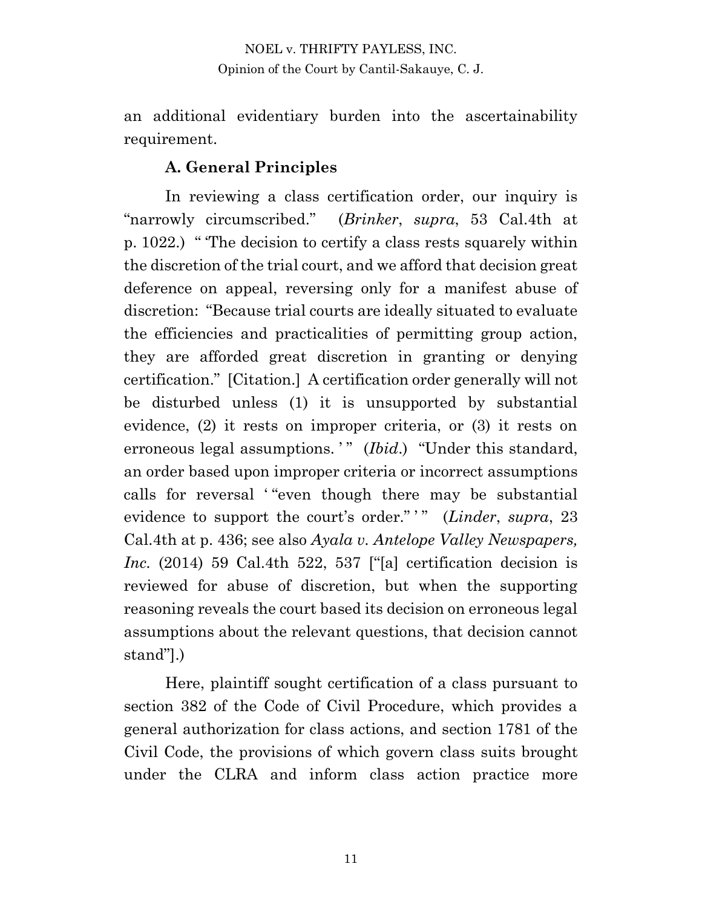an additional evidentiary burden into the ascertainability requirement.

### A. General Principles

In reviewing a class certification order, our inquiry is "narrowly circumscribed." (*Brinker*, *supra*, 53 Cal.4th at p. 1022.) " 'The decision to certify a class rests squarely within the discretion of the trial court, and we afford that decision great deference on appeal, reversing only for a manifest abuse of discretion: "Because trial courts are ideally situated to evaluate the efficiencies and practicalities of permitting group action, they are afforded great discretion in granting or denying certification." [Citation.] A certification order generally will not be disturbed unless (1) it is unsupported by substantial evidence, (2) it rests on improper criteria, or (3) it rests on erroneous legal assumptions.' " (*Ibid.*) "Under this standard, an order based upon improper criteria or incorrect assumptions calls for reversal ' "even though there may be substantial evidence to support the court's order." ' " (*Linder*, *supra*, 23 Cal.4th at p. 436; see also *Ayala v. Antelope Valley Newspapers, Inc.* (2014) 59 Cal.4th 522, 537 ["[a] certification decision is reviewed for abuse of discretion, but when the supporting reasoning reveals the court based its decision on erroneous legal assumptions about the relevant questions, that decision cannot stand"].)

Here, plaintiff sought certification of a class pursuant to section 382 of the Code of Civil Procedure, which provides a general authorization for class actions, and section 1781 of the Civil Code, the provisions of which govern class suits brought under the CLRA and inform class action practice more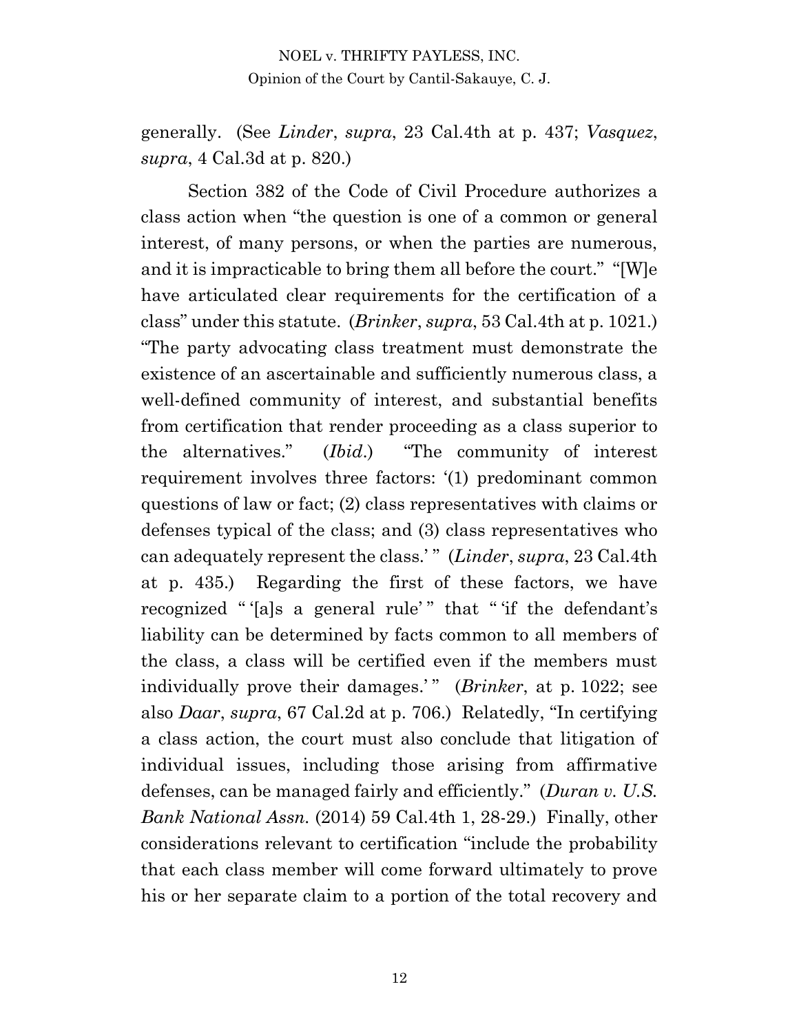generally. (See *Linder*, *supra*, 23 Cal.4th at p. 437; *Vasquez*, *supra*, 4 Cal.3d at p. 820.)

Section 382 of the Code of Civil Procedure authorizes a class action when "the question is one of a common or general interest, of many persons, or when the parties are numerous, and it is impracticable to bring them all before the court." "[W]e have articulated clear requirements for the certification of a class" under this statute. (*Brinker*, *supra*, 53 Cal.4th at p. 1021.) "The party advocating class treatment must demonstrate the existence of an ascertainable and sufficiently numerous class, a well-defined community of interest, and substantial benefits from certification that render proceeding as a class superior to the alternatives." (*Ibid*.) "The community of interest requirement involves three factors: '(1) predominant common questions of law or fact; (2) class representatives with claims or defenses typical of the class; and (3) class representatives who can adequately represent the class.' " (*Linder*, *supra*, 23 Cal.4th at p. 435.) Regarding the first of these factors, we have recognized " '[a]s a general rule' " that " 'if the defendant's liability can be determined by facts common to all members of the class, a class will be certified even if the members must individually prove their damages.' " (*Brinker*, at p. 1022; see also *Daar*, *supra*, 67 Cal.2d at p. 706.) Relatedly, "In certifying a class action, the court must also conclude that litigation of individual issues, including those arising from affirmative defenses, can be managed fairly and efficiently." (*Duran v. U.S. Bank National Assn.* (2014) 59 Cal.4th 1, 28-29.) Finally, other considerations relevant to certification "include the probability that each class member will come forward ultimately to prove his or her separate claim to a portion of the total recovery and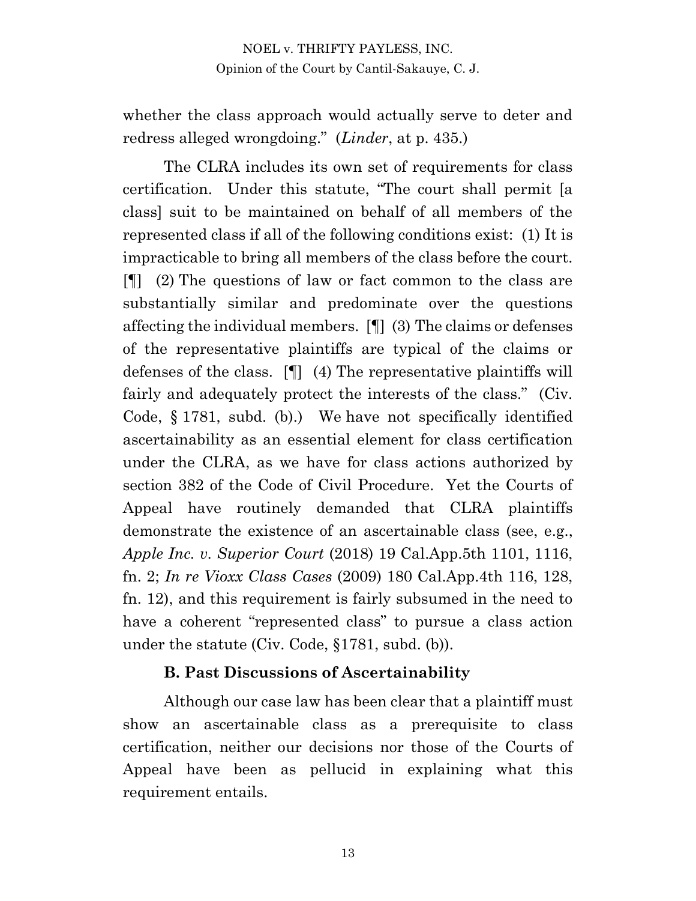whether the class approach would actually serve to deter and redress alleged wrongdoing." (*Linder*, at p. 435.)

The CLRA includes its own set of requirements for class certification. Under this statute, "The court shall permit [a class] suit to be maintained on behalf of all members of the represented class if all of the following conditions exist: (1) It is impracticable to bring all members of the class before the court. [¶] (2) The questions of law or fact common to the class are substantially similar and predominate over the questions affecting the individual members. [¶] (3) The claims or defenses of the representative plaintiffs are typical of the claims or defenses of the class. [¶] (4) The representative plaintiffs will fairly and adequately protect the interests of the class." (Civ. Code, § 1781, subd. (b).) We have not specifically identified ascertainability as an essential element for class certification under the CLRA, as we have for class actions authorized by section 382 of the Code of Civil Procedure. Yet the Courts of Appeal have routinely demanded that CLRA plaintiffs demonstrate the existence of an ascertainable class (see, e.g., *Apple Inc. v. Superior Court* (2018) 19 Cal.App.5th 1101, 1116, fn. 2; *In re Vioxx Class Cases* (2009) 180 Cal.App.4th 116, 128, fn. 12), and this requirement is fairly subsumed in the need to have a coherent "represented class" to pursue a class action under the statute (Civ. Code, §1781, subd. (b)).

### B. Past Discussions of Ascertainability

Although our case law has been clear that a plaintiff must show an ascertainable class as a prerequisite to class certification, neither our decisions nor those of the Courts of Appeal have been as pellucid in explaining what this requirement entails.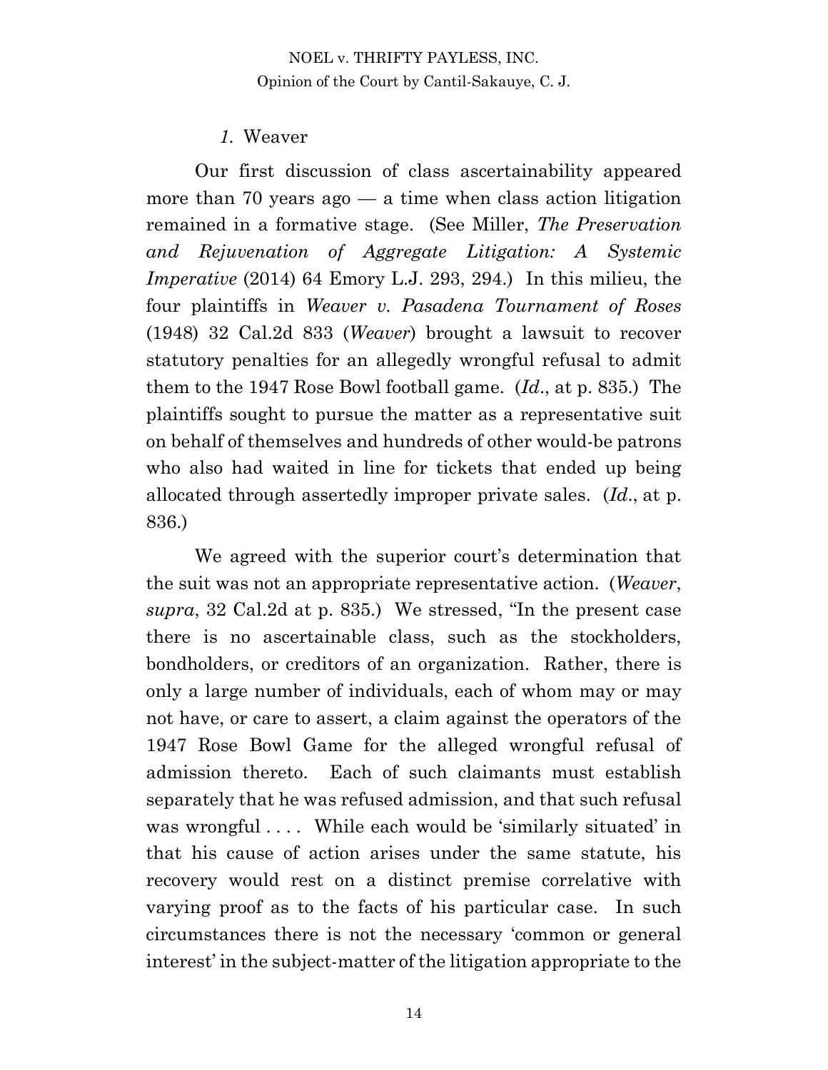### *1.* Weaver

Our first discussion of class ascertainability appeared more than 70 years ago — a time when class action litigation remained in a formative stage. (See Miller, *The Preservation and Rejuvenation of Aggregate Litigation: A Systemic Imperative* (2014) 64 Emory L.J. 293, 294.) In this milieu, the four plaintiffs in *Weaver v. Pasadena Tournament of Roses* (1948) 32 Cal.2d 833 (*Weaver*) brought a lawsuit to recover statutory penalties for an allegedly wrongful refusal to admit them to the 1947 Rose Bowl football game. (*Id*., at p. 835.) The plaintiffs sought to pursue the matter as a representative suit on behalf of themselves and hundreds of other would-be patrons who also had waited in line for tickets that ended up being allocated through assertedly improper private sales. (*Id*., at p. 836.)

We agreed with the superior court's determination that the suit was not an appropriate representative action. (*Weaver*, *supra*, 32 Cal.2d at p. 835.) We stressed, "In the present case there is no ascertainable class, such as the stockholders, bondholders, or creditors of an organization. Rather, there is only a large number of individuals, each of whom may or may not have, or care to assert, a claim against the operators of the 1947 Rose Bowl Game for the alleged wrongful refusal of admission thereto. Each of such claimants must establish separately that he was refused admission, and that such refusal was wrongful . . . . While each would be 'similarly situated' in that his cause of action arises under the same statute, his recovery would rest on a distinct premise correlative with varying proof as to the facts of his particular case. In such circumstances there is not the necessary 'common or general interest' in the subject-matter of the litigation appropriate to the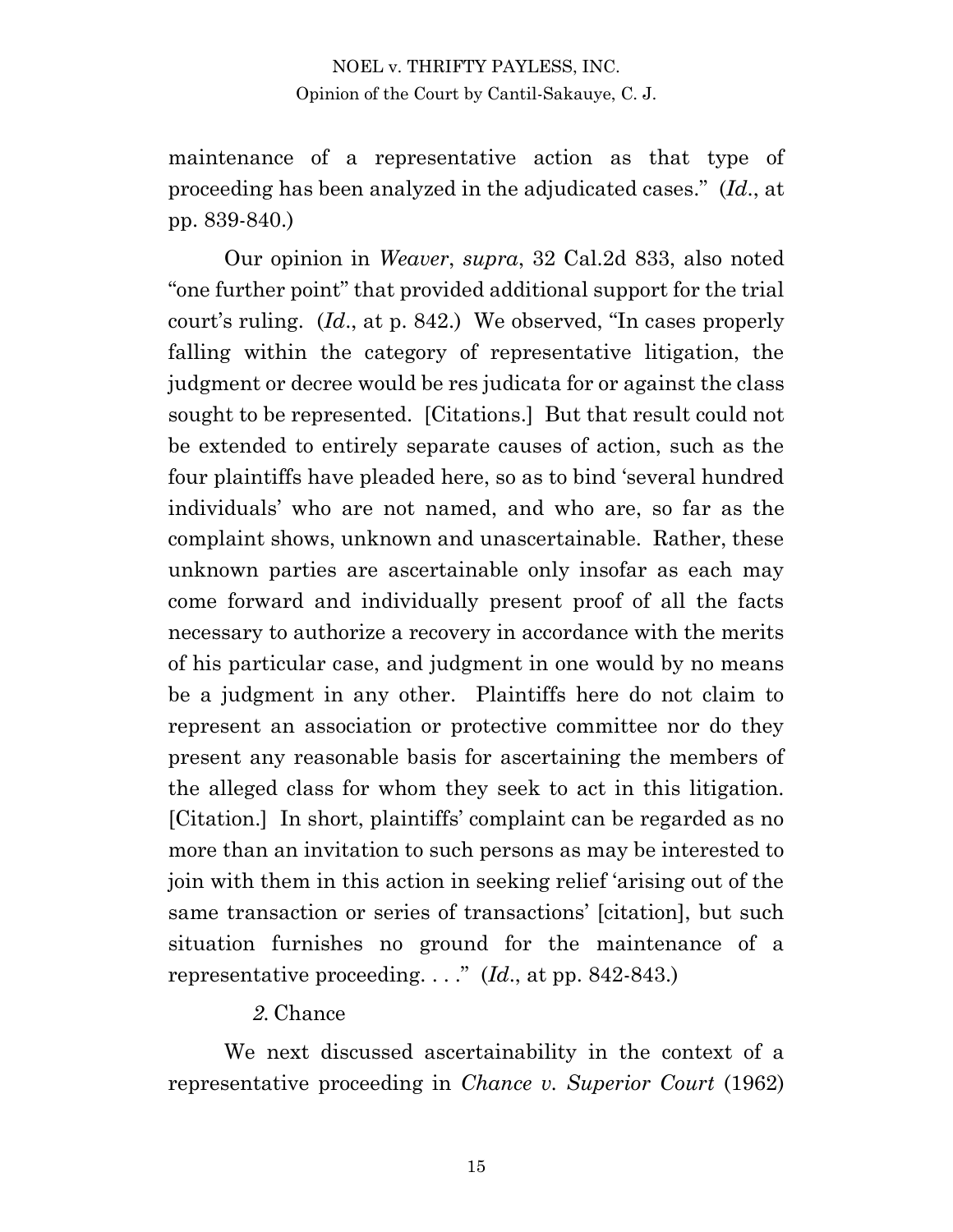maintenance of a representative action as that type of proceeding has been analyzed in the adjudicated cases." (*Id.*, at pp. 839-840.)

Our opinion in *Weaver*, *supra*, 32 Cal.2d 833, also noted "one further point" that provided additional support for the trial court's ruling. (*Id.*, at p. 842.) We observed, "In cases properly falling within the category of representative litigation, the judgment or decree would be res judicata for or against the class sought to be represented. [Citations.] But that result could not be extended to entirely separate causes of action, such as the four plaintiffs have pleaded here, so as to bind 'several hundred individuals' who are not named, and who are, so far as the complaint shows, unknown and unascertainable. Rather, these unknown parties are ascertainable only insofar as each may come forward and individually present proof of all the facts necessary to authorize a recovery in accordance with the merits of his particular case, and judgment in one would by no means be a judgment in any other. Plaintiffs here do not claim to represent an association or protective committee nor do they present any reasonable basis for ascertaining the members of the alleged class for whom they seek to act in this litigation. [Citation.] In short, plaintiffs' complaint can be regarded as no more than an invitation to such persons as may be interested to join with them in this action in seeking relief 'arising out of the same transaction or series of transactions' [citation], but such situation furnishes no ground for the maintenance of a representative proceeding. . . ." (*Id.*, at pp. 842-843.)

*2.* Chance

We next discussed ascertainability in the context of a representative proceeding in *Chance v. Superior Court* (1962)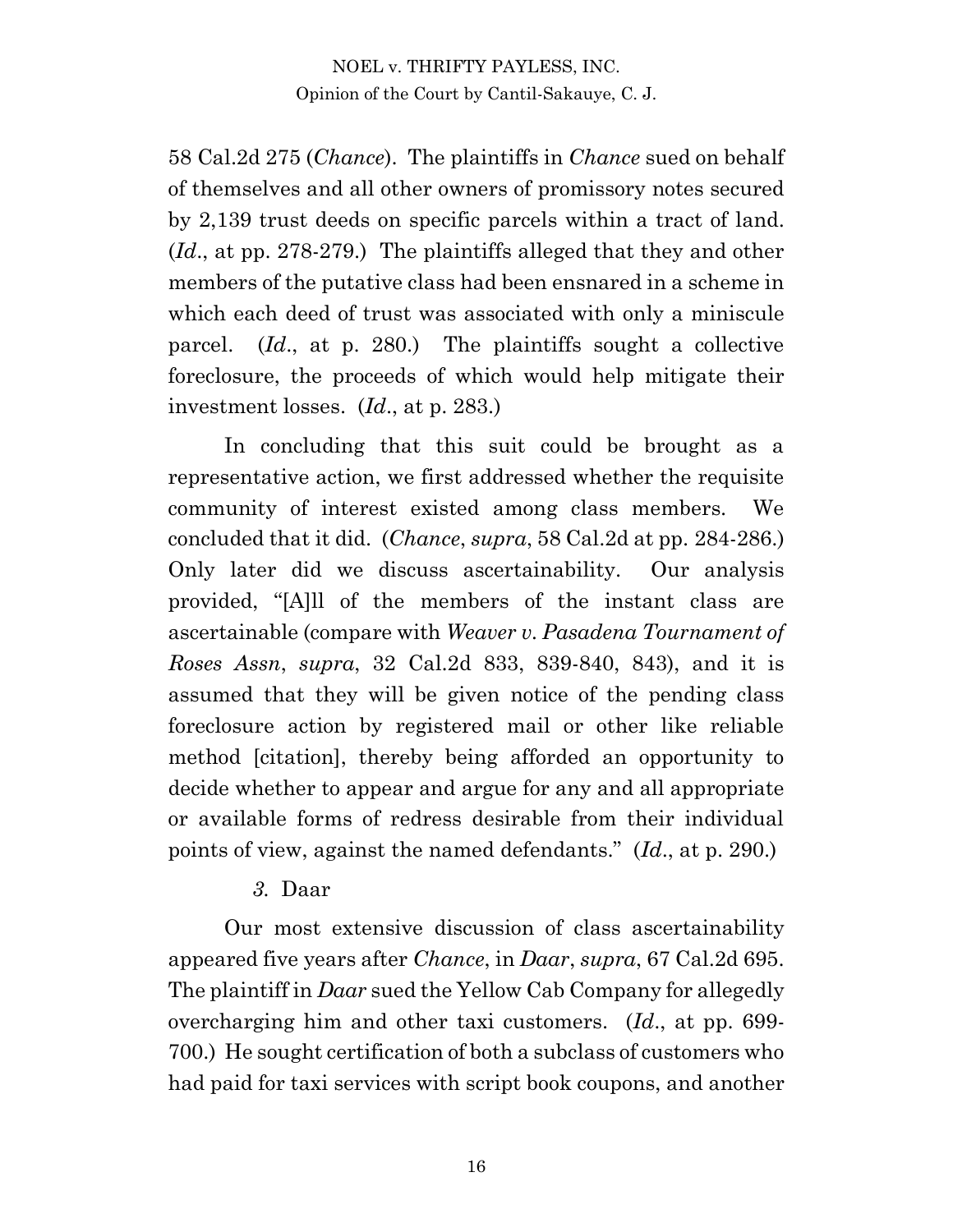58 Cal.2d 275 (*Chance*). The plaintiffs in *Chance* sued on behalf of themselves and all other owners of promissory notes secured by 2,139 trust deeds on specific parcels within a tract of land. (*Id*., at pp. 278-279.) The plaintiffs alleged that they and other members of the putative class had been ensnared in a scheme in which each deed of trust was associated with only a miniscule parcel. (*Id*., at p. 280.) The plaintiffs sought a collective foreclosure, the proceeds of which would help mitigate their investment losses. (*Id*., at p. 283.)

In concluding that this suit could be brought as a representative action, we first addressed whether the requisite community of interest existed among class members. We concluded that it did. (*Chance*, *supra*, 58 Cal.2d at pp. 284-286.) Only later did we discuss ascertainability. Our analysis provided, "[A]ll of the members of the instant class are ascertainable (compare with *Weaver v. Pasadena Tournament of Roses Assn*, *supra*, 32 Cal.2d 833, 839-840, 843), and it is assumed that they will be given notice of the pending class foreclosure action by registered mail or other like reliable method [citation], thereby being afforded an opportunity to decide whether to appear and argue for any and all appropriate or available forms of redress desirable from their individual points of view, against the named defendants." (*Id*., at p. 290.)

### *3.* Daar

Our most extensive discussion of class ascertainability appeared five years after *Chance*, in *Daar*, *supra*, 67 Cal.2d 695. The plaintiff in *Daar* sued the Yellow Cab Company for allegedly overcharging him and other taxi customers. (*Id*., at pp. 699-700.) He sought certification of both a subclass of customers who had paid for taxi services with script book coupons, and another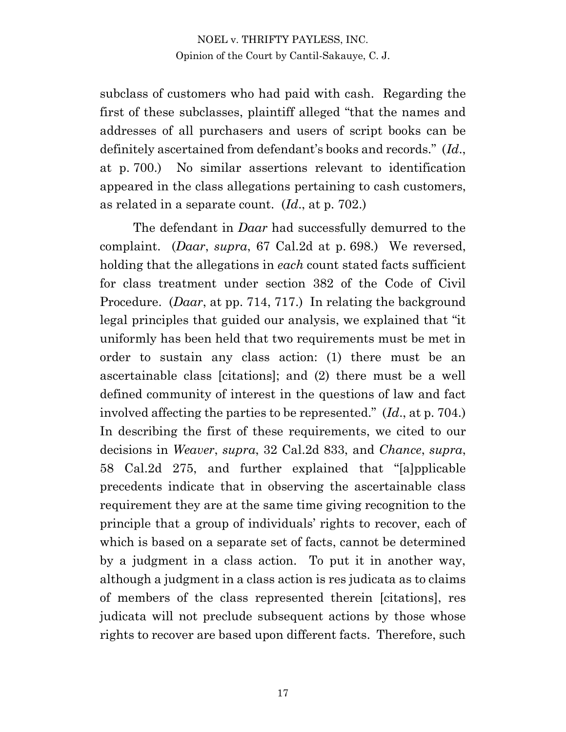subclass of customers who had paid with cash. Regarding the first of these subclasses, plaintiff alleged "that the names and addresses of all purchasers and users of script books can be definitely ascertained from defendant's books and records." (*Id*., at p. 700.) No similar assertions relevant to identification appeared in the class allegations pertaining to cash customers, as related in a separate count. (*Id*., at p. 702.)

The defendant in *Daar* had successfully demurred to the complaint. (*Daar*, *supra*, 67 Cal.2d at p. 698.) We reversed, holding that the allegations in *each* count stated facts sufficient for class treatment under section 382 of the Code of Civil Procedure. (*Daar*, at pp. 714, 717.) In relating the background legal principles that guided our analysis, we explained that "it uniformly has been held that two requirements must be met in order to sustain any class action: (1) there must be an ascertainable class [citations]; and (2) there must be a well defined community of interest in the questions of law and fact involved affecting the parties to be represented." (*Id*., at p. 704.) In describing the first of these requirements, we cited to our decisions in *Weaver*, *supra*, 32 Cal.2d 833, and *Chance*, *supra*, 58 Cal.2d 275, and further explained that "[a]pplicable precedents indicate that in observing the ascertainable class requirement they are at the same time giving recognition to the principle that a group of individuals' rights to recover, each of which is based on a separate set of facts, cannot be determined by a judgment in a class action. To put it in another way, although a judgment in a class action is res judicata as to claims of members of the class represented therein [citations], res judicata will not preclude subsequent actions by those whose rights to recover are based upon different facts. Therefore, such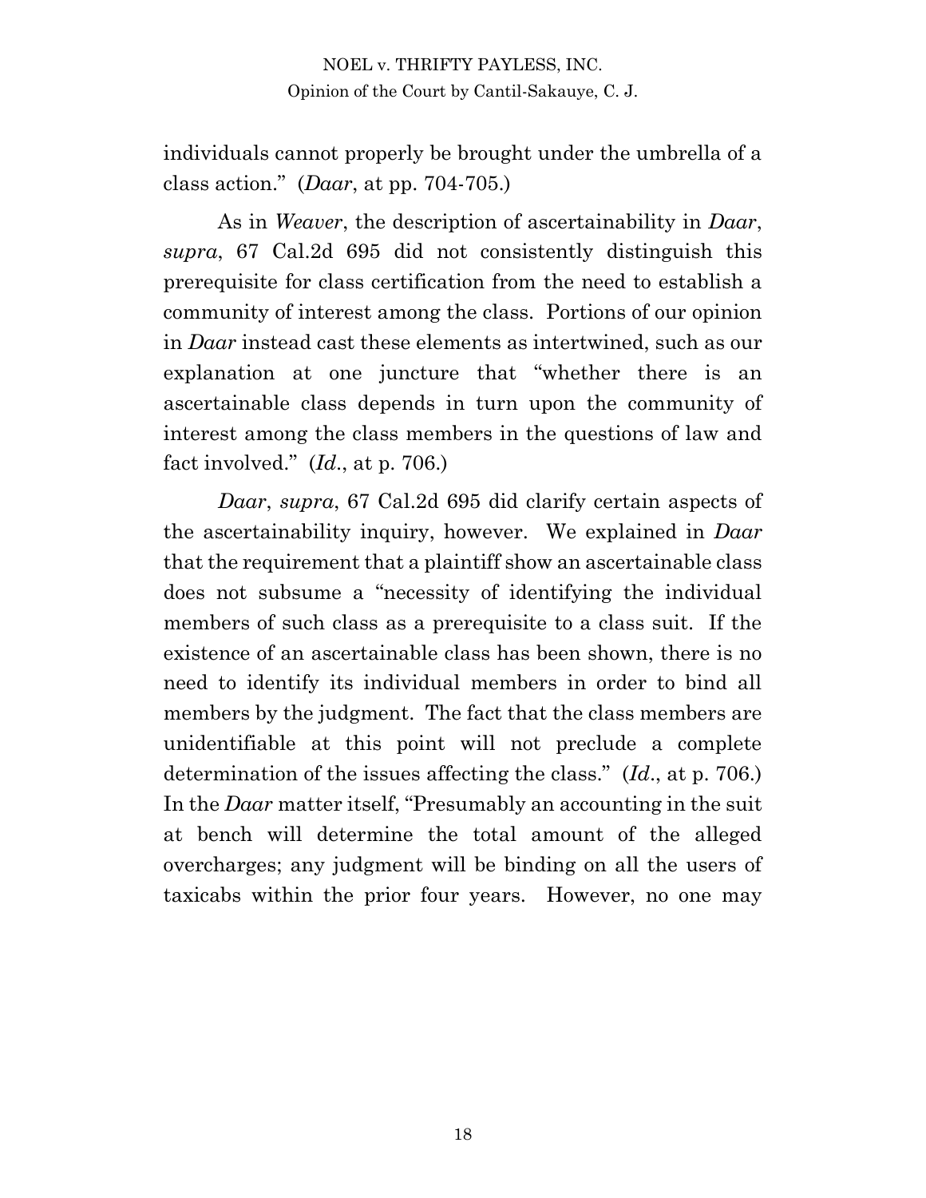individuals cannot properly be brought under the umbrella of a class action." (*Daar*, at pp. 704-705.)

As in *Weaver*, the description of ascertainability in *Daar*, *supra*, 67 Cal.2d 695 did not consistently distinguish this prerequisite for class certification from the need to establish a community of interest among the class. Portions of our opinion in *Daar* instead cast these elements as intertwined, such as our explanation at one juncture that "whether there is an ascertainable class depends in turn upon the community of interest among the class members in the questions of law and fact involved." (*Id*., at p. 706.)

*Daar*, *supra*, 67 Cal.2d 695 did clarify certain aspects of the ascertainability inquiry, however. We explained in *Daar* that the requirement that a plaintiff show an ascertainable class does not subsume a "necessity of identifying the individual members of such class as a prerequisite to a class suit. If the existence of an ascertainable class has been shown, there is no need to identify its individual members in order to bind all members by the judgment. The fact that the class members are unidentifiable at this point will not preclude a complete determination of the issues affecting the class." (*Id*., at p. 706.) In the *Daar* matter itself, "Presumably an accounting in the suit at bench will determine the total amount of the alleged overcharges; any judgment will be binding on all the users of taxicabs within the prior four years. However, no one may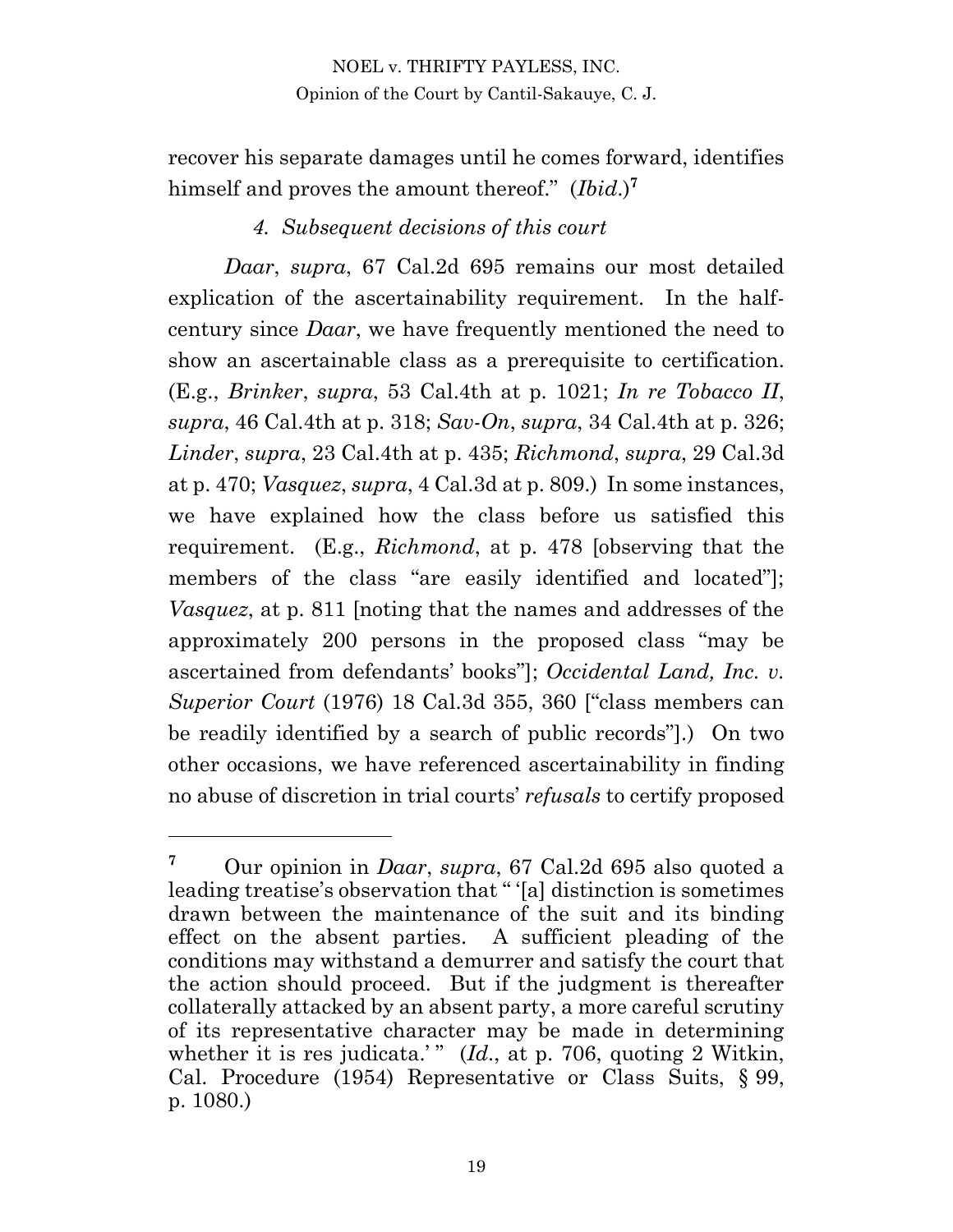recover his separate damages until he comes forward, identifies himself and proves the amount thereof." (*Ibid.*)[7]

#### *4. Subsequent decisions of this court*

*Daar*, *supra*, 67 Cal.2d 695 remains our most detailed explication of the ascertainability requirement. In the half-century since *Daar*, we have frequently mentioned the need to show an ascertainable class as a prerequisite to certification. (E.g., *Brinker*, *supra*, 53 Cal.4th at p. 1021; *In re Tobacco II*, *supra*, 46 Cal.4th at p. 318; *Sav-On*, *supra*, 34 Cal.4th at p. 326; *Linder*, *supra*, 23 Cal.4th at p. 435; *Richmond*, *supra*, 29 Cal.3d at p. 470; *Vasquez*, *supra*, 4 Cal.3d at p. 809.) In some instances, we have explained how the class before us satisfied this requirement. (E.g., *Richmond*, at p. 478 [observing that the members of the class "are easily identified and located"]; *Vasquez*, at p. 811 [noting that the names and addresses of the approximately 200 persons in the proposed class "may be ascertained from defendants' books"]; *Occidental Land, Inc. v. Superior Court* (1976) 18 Cal.3d 355, 360 ["class members can be readily identified by a search of public records"].) On two other occasions, we have referenced ascertainability in finding no abuse of discretion in trial courts' *refusals* to certify proposed

---

[7] Our opinion in *Daar*, *supra*, 67 Cal.2d 695 also quoted a leading treatise's observation that " '[a] distinction is sometimes drawn between the maintenance of the suit and its binding effect on the absent parties. A sufficient pleading of the conditions may withstand a demurrer and satisfy the court that the action should proceed. But if the judgment is thereafter collaterally attacked by an absent party, a more careful scrutiny of its representative character may be made in determining whether it is res judicata.' " (*Id.*, at p. 706, quoting 2 Witkin, Cal. Procedure (1954) Representative or Class Suits, § 99, p. 1080.)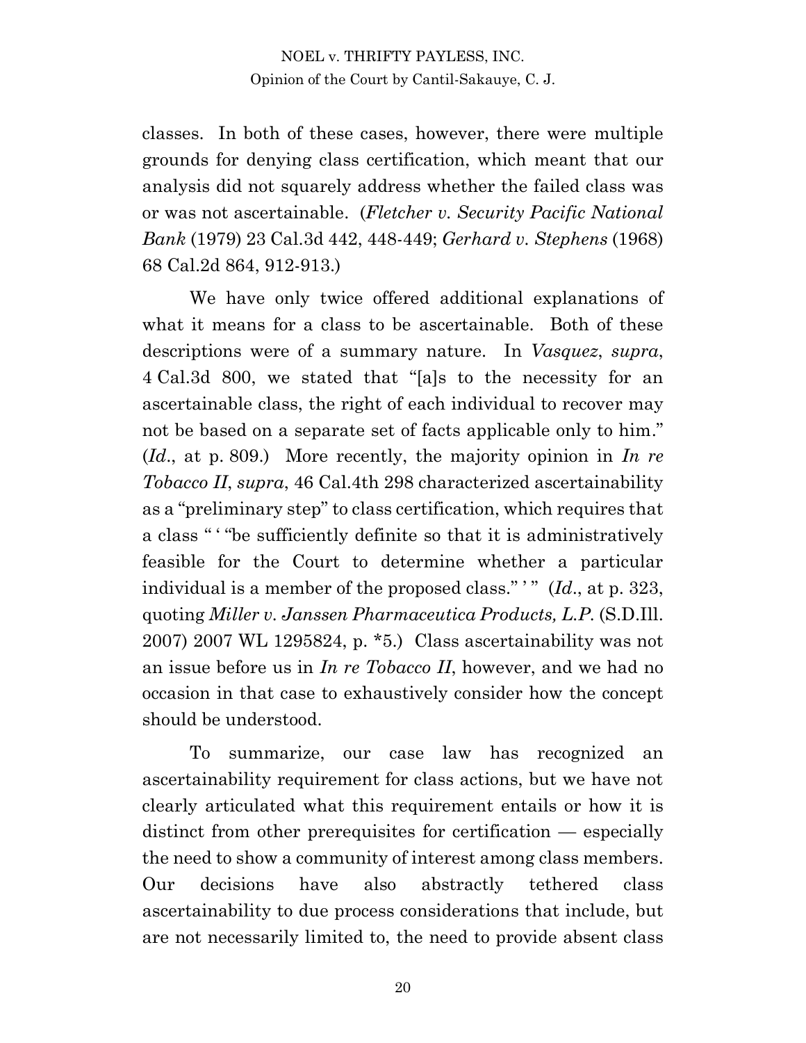classes. In both of these cases, however, there were multiple grounds for denying class certification, which meant that our analysis did not squarely address whether the failed class was or was not ascertainable. (*Fletcher v. Security Pacific National Bank* (1979) 23 Cal.3d 442, 448-449; *Gerhard v. Stephens* (1968) 68 Cal.2d 864, 912-913.)

We have only twice offered additional explanations of what it means for a class to be ascertainable. Both of these descriptions were of a summary nature. In *Vasquez*, *supra*, 4 Cal.3d 800, we stated that "[a]s to the necessity for an ascertainable class, the right of each individual to recover may not be based on a separate set of facts applicable only to him." (*Id*., at p. 809.) More recently, the majority opinion in *In re Tobacco II*, *supra*, 46 Cal.4th 298 characterized ascertainability as a "preliminary step" to class certification, which requires that a class " ' "be sufficiently definite so that it is administratively feasible for the Court to determine whether a particular individual is a member of the proposed class." ' " (*Id*., at p. 323, quoting *Miller v. Janssen Pharmaceutica Products, L.P.* (S.D.Ill. 2007) 2007 WL 1295824, p. *5.) Class ascertainability was not an issue before us in *In re Tobacco II*, however, and we had no occasion in that case to exhaustively consider how the concept should be understood.

To summarize, our case law has recognized an ascertainability requirement for class actions, but we have not clearly articulated what this requirement entails or how it is distinct from other prerequisites for certification — especially the need to show a community of interest among class members. Our decisions have also abstractly tethered class ascertainability to due process considerations that include, but are not necessarily limited to, the need to provide absent class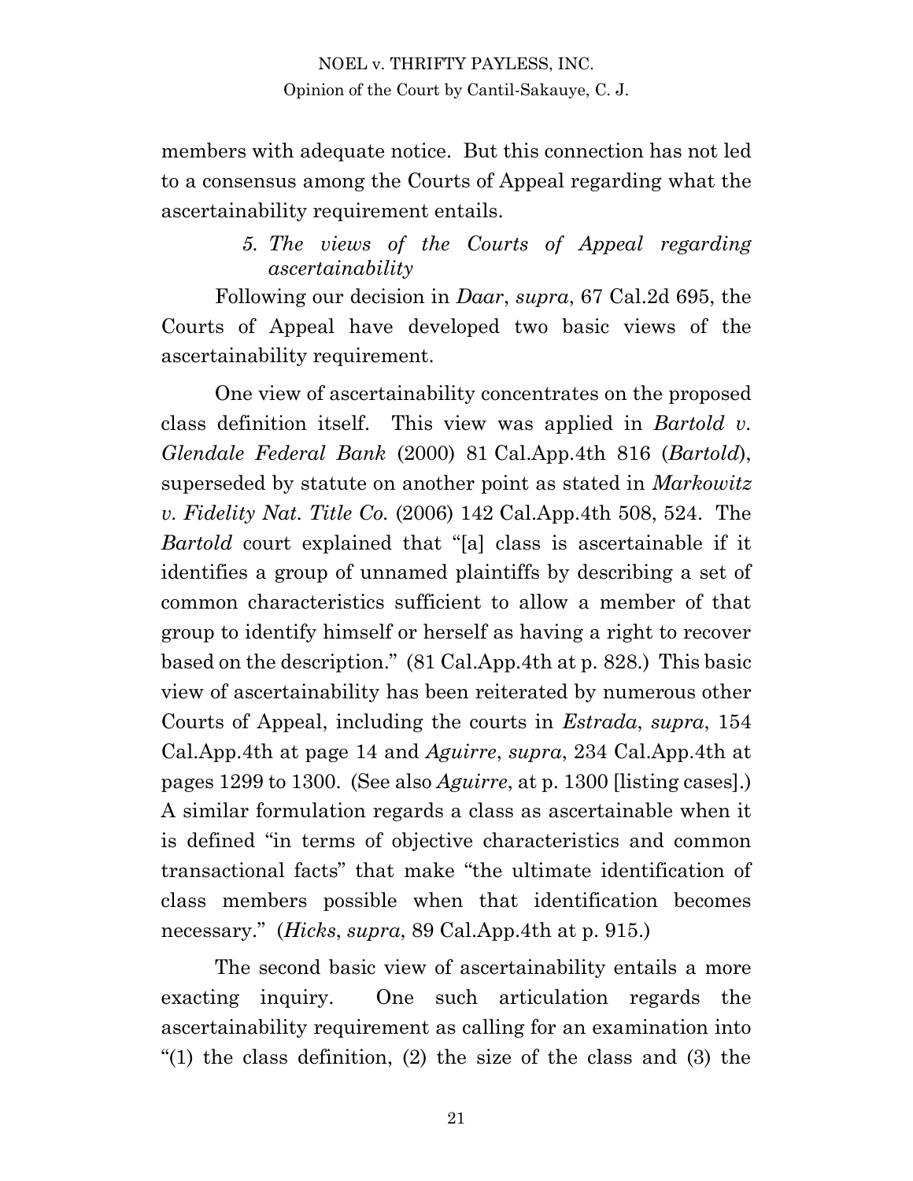members with adequate notice. But this connection has not led to a consensus among the Courts of Appeal regarding what the ascertainability requirement entails.

### 5. *The views of the Courts of Appeal regarding ascertainability*

Following our decision in *Daar*, *supra*, 67 Cal.2d 695, the Courts of Appeal have developed two basic views of the ascertainability requirement.

One view of ascertainability concentrates on the proposed class definition itself. This view was applied in *Bartold v. Glendale Federal Bank* (2000) 81 Cal.App.4th 816 (*Bartold*), superseded by statute on another point as stated in *Markowitz v. Fidelity Nat. Title Co.* (2006) 142 Cal.App.4th 508, 524. The *Bartold* court explained that "[a] class is ascertainable if it identifies a group of unnamed plaintiffs by describing a set of common characteristics sufficient to allow a member of that group to identify himself or herself as having a right to recover based on the description." (81 Cal.App.4th at p. 828.) This basic view of ascertainability has been reiterated by numerous other Courts of Appeal, including the courts in *Estrada*, *supra*, 154 Cal.App.4th at page 14 and *Aguirre*, *supra*, 234 Cal.App.4th at pages 1299 to 1300. (See also *Aguirre*, at p. 1300 [listing cases].) A similar formulation regards a class as ascertainable when it is defined "in terms of objective characteristics and common transactional facts" that make "the ultimate identification of class members possible when that identification becomes necessary." (*Hicks*, *supra*, 89 Cal.App.4th at p. 915.)

The second basic view of ascertainability entails a more exacting inquiry. One such articulation regards the ascertainability requirement as calling for an examination into "(1) the class definition, (2) the size of the class and (3) the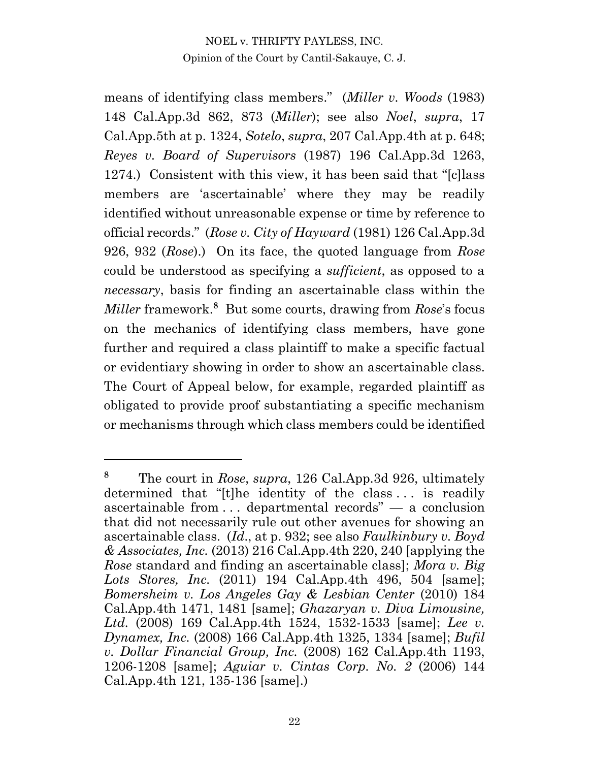means of identifying class members." (*Miller v. Woods* (1983) 148 Cal.App.3d 862, 873 (*Miller*); see also *Noel*, *supra*, 17 Cal.App.5th at p. 1324, *Sotelo*, *supra*, 207 Cal.App.4th at p. 648; *Reyes v. Board of Supervisors* (1987) 196 Cal.App.3d 1263, 1274.) Consistent with this view, it has been said that "[c]lass members are 'ascertainable' where they may be readily identified without unreasonable expense or time by reference to official records." (*Rose v. City of Hayward* (1981) 126 Cal.App.3d 926, 932 (*Rose*).) On its face, the quoted language from *Rose* could be understood as specifying a *sufficient*, as opposed to a *necessary*, basis for finding an ascertainable class within the *Miller* framework.[8] But some courts, drawing from *Rose*'s focus on the mechanics of identifying class members, have gone further and required a class plaintiff to make a specific factual or evidentiary showing in order to show an ascertainable class. The Court of Appeal below, for example, regarded plaintiff as obligated to provide proof substantiating a specific mechanism or mechanisms through which class members could be identified

---

[8] The court in *Rose*, *supra*, 126 Cal.App.3d 926, ultimately determined that "[t]he identity of the class . . . is readily ascertainable from . . . departmental records" — a conclusion that did not necessarily rule out other avenues for showing an ascertainable class. (*Id*., at p. 932; see also *Faulkinbury v. Boyd & Associates, Inc.* (2013) 216 Cal.App.4th 220, 240 [applying the *Rose* standard and finding an ascertainable class]; *Mora v. Big Lots Stores, Inc.* (2011) 194 Cal.App.4th 496, 504 [same]; *Bomersheim v. Los Angeles Gay & Lesbian Center* (2010) 184 Cal.App.4th 1471, 1481 [same]; *Ghazaryan v. Diva Limousine, Ltd.* (2008) 169 Cal.App.4th 1524, 1532-1533 [same]; *Lee v. Dynamex, Inc.* (2008) 166 Cal.App.4th 1325, 1334 [same]; *Bufil v. Dollar Financial Group, Inc.* (2008) 162 Cal.App.4th 1193, 1206-1208 [same]; *Aguiar v. Cintas Corp. No. 2* (2006) 144 Cal.App.4th 121, 135-136 [same].)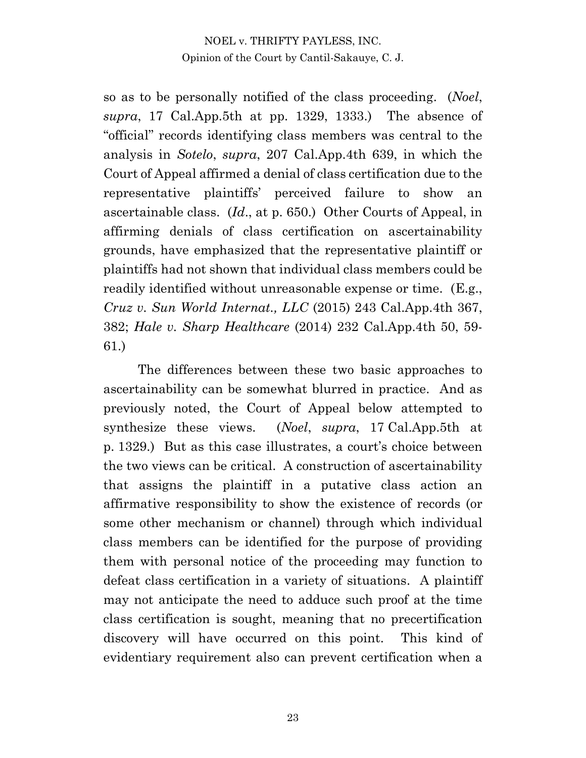so as to be personally notified of the class proceeding. (*Noel*, *supra*, 17 Cal.App.5th at pp. 1329, 1333.) The absence of "official" records identifying class members was central to the analysis in *Sotelo*, *supra*, 207 Cal.App.4th 639, in which the Court of Appeal affirmed a denial of class certification due to the representative plaintiffs' perceived failure to show an ascertainable class. (*Id*., at p. 650.) Other Courts of Appeal, in affirming denials of class certification on ascertainability grounds, have emphasized that the representative plaintiff or plaintiffs had not shown that individual class members could be readily identified without unreasonable expense or time. (E.g., *Cruz v. Sun World Internat., LLC* (2015) 243 Cal.App.4th 367, 382; *Hale v. Sharp Healthcare* (2014) 232 Cal.App.4th 50, 59-61.)

The differences between these two basic approaches to ascertainability can be somewhat blurred in practice. And as previously noted, the Court of Appeal below attempted to synthesize these views. (*Noel*, *supra*, 17 Cal.App.5th at p. 1329.) But as this case illustrates, a court's choice between the two views can be critical. A construction of ascertainability that assigns the plaintiff in a putative class action an affirmative responsibility to show the existence of records (or some other mechanism or channel) through which individual class members can be identified for the purpose of providing them with personal notice of the proceeding may function to defeat class certification in a variety of situations. A plaintiff may not anticipate the need to adduce such proof at the time class certification is sought, meaning that no precertification discovery will have occurred on this point. This kind of evidentiary requirement also can prevent certification when a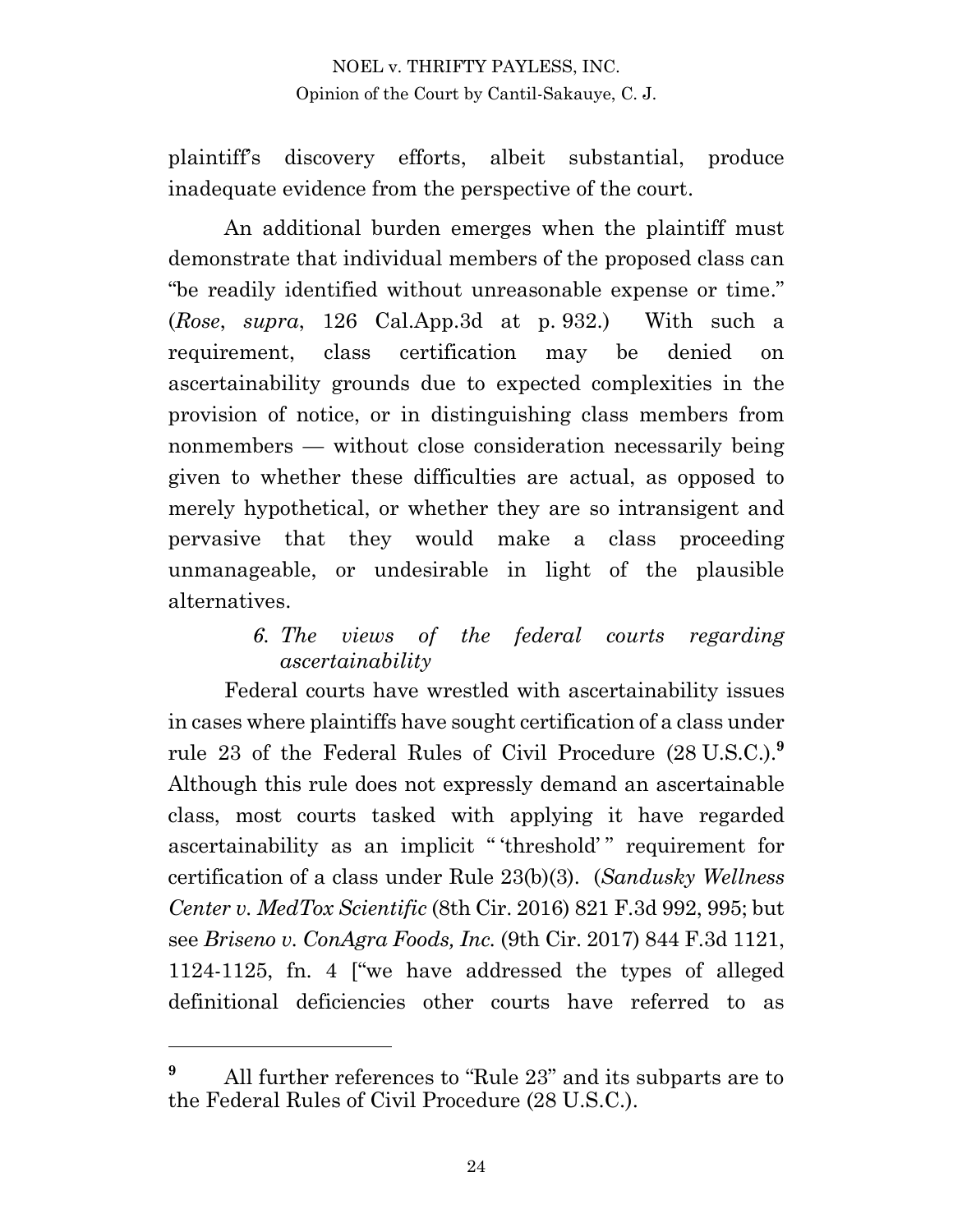plaintiff's discovery efforts, albeit substantial, produce inadequate evidence from the perspective of the court.

An additional burden emerges when the plaintiff must demonstrate that individual members of the proposed class can "be readily identified without unreasonable expense or time." (*Rose*, *supra*, 126 Cal.App.3d at p. 932.) With such a requirement, class certification may be denied on ascertainability grounds due to expected complexities in the provision of notice, or in distinguishing class members from nonmembers — without close consideration necessarily being given to whether these difficulties are actual, as opposed to merely hypothetical, or whether they are so intransigent and pervasive that they would make a class proceeding unmanageable, or undesirable in light of the plausible alternatives.

#### *6. The views of the federal courts regarding ascertainability*

Federal courts have wrestled with ascertainability issues in cases where plaintiffs have sought certification of a class under rule 23 of the Federal Rules of Civil Procedure (28 U.S.C.).[9] Although this rule does not expressly demand an ascertainable class, most courts tasked with applying it have regarded ascertainability as an implicit " 'threshold' " requirement for certification of a class under Rule 23(b)(3). (*Sandusky Wellness Center v. MedTox Scientific* (8th Cir. 2016) 821 F.3d 992, 995; but see *Briseno v. ConAgra Foods, Inc.* (9th Cir. 2017) 844 F.3d 1121, 1124-1125, fn. 4 ["we have addressed the types of alleged definitional deficiencies other courts have referred to as

---

[9] All further references to "Rule 23" and its subparts are to the Federal Rules of Civil Procedure (28 U.S.C.).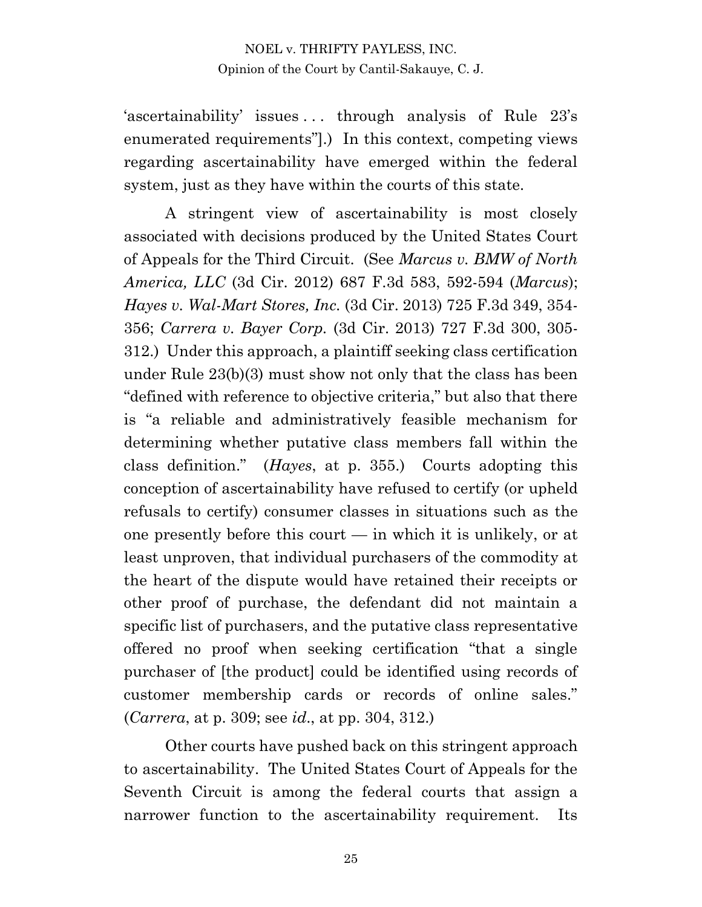'ascertainability' issues . . . through analysis of Rule 23's enumerated requirements"].) In this context, competing views regarding ascertainability have emerged within the federal system, just as they have within the courts of this state.

A stringent view of ascertainability is most closely associated with decisions produced by the United States Court of Appeals for the Third Circuit. (See *Marcus v. BMW of North America, LLC* (3d Cir. 2012) 687 F.3d 583, 592-594 (*Marcus*); *Hayes v. Wal-Mart Stores, Inc.* (3d Cir. 2013) 725 F.3d 349, 354-356; *Carrera v. Bayer Corp.* (3d Cir. 2013) 727 F.3d 300, 305-312.) Under this approach, a plaintiff seeking class certification under Rule 23(b)(3) must show not only that the class has been "defined with reference to objective criteria," but also that there is "a reliable and administratively feasible mechanism for determining whether putative class members fall within the class definition." (*Hayes*, at p. 355.) Courts adopting this conception of ascertainability have refused to certify (or upheld refusals to certify) consumer classes in situations such as the one presently before this court — in which it is unlikely, or at least unproven, that individual purchasers of the commodity at the heart of the dispute would have retained their receipts or other proof of purchase, the defendant did not maintain a specific list of purchasers, and the putative class representative offered no proof when seeking certification "that a single purchaser of [the product] could be identified using records of customer membership cards or records of online sales." (*Carrera*, at p. 309; see *id*., at pp. 304, 312.)

Other courts have pushed back on this stringent approach to ascertainability. The United States Court of Appeals for the Seventh Circuit is among the federal courts that assign a narrower function to the ascertainability requirement. Its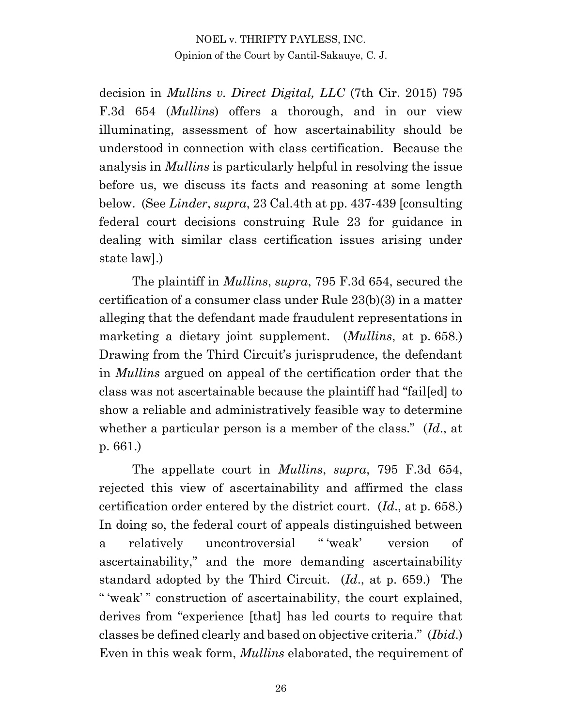decision in *Mullins v. Direct Digital, LLC* (7th Cir. 2015) 795 F.3d 654 (*Mullins*) offers a thorough, and in our view illuminating, assessment of how ascertainability should be understood in connection with class certification. Because the analysis in *Mullins* is particularly helpful in resolving the issue before us, we discuss its facts and reasoning at some length below. (See *Linder*, *supra*, 23 Cal.4th at pp. 437-439 [consulting federal court decisions construing Rule 23 for guidance in dealing with similar class certification issues arising under state law].)

The plaintiff in *Mullins*, *supra*, 795 F.3d 654, secured the certification of a consumer class under Rule 23(b)(3) in a matter alleging that the defendant made fraudulent representations in marketing a dietary joint supplement. (*Mullins*, at p. 658.) Drawing from the Third Circuit's jurisprudence, the defendant in *Mullins* argued on appeal of the certification order that the class was not ascertainable because the plaintiff had "fail[ed] to show a reliable and administratively feasible way to determine whether a particular person is a member of the class." (*Id*., at p. 661.)

The appellate court in *Mullins*, *supra*, 795 F.3d 654, rejected this view of ascertainability and affirmed the class certification order entered by the district court. (*Id*., at p. 658.) In doing so, the federal court of appeals distinguished between a relatively uncontroversial " 'weak' version of ascertainability," and the more demanding ascertainability standard adopted by the Third Circuit. (*Id*., at p. 659.) The " 'weak' " construction of ascertainability, the court explained, derives from "experience [that] has led courts to require that classes be defined clearly and based on objective criteria." (*Ibid*.) Even in this weak form, *Mullins* elaborated, the requirement of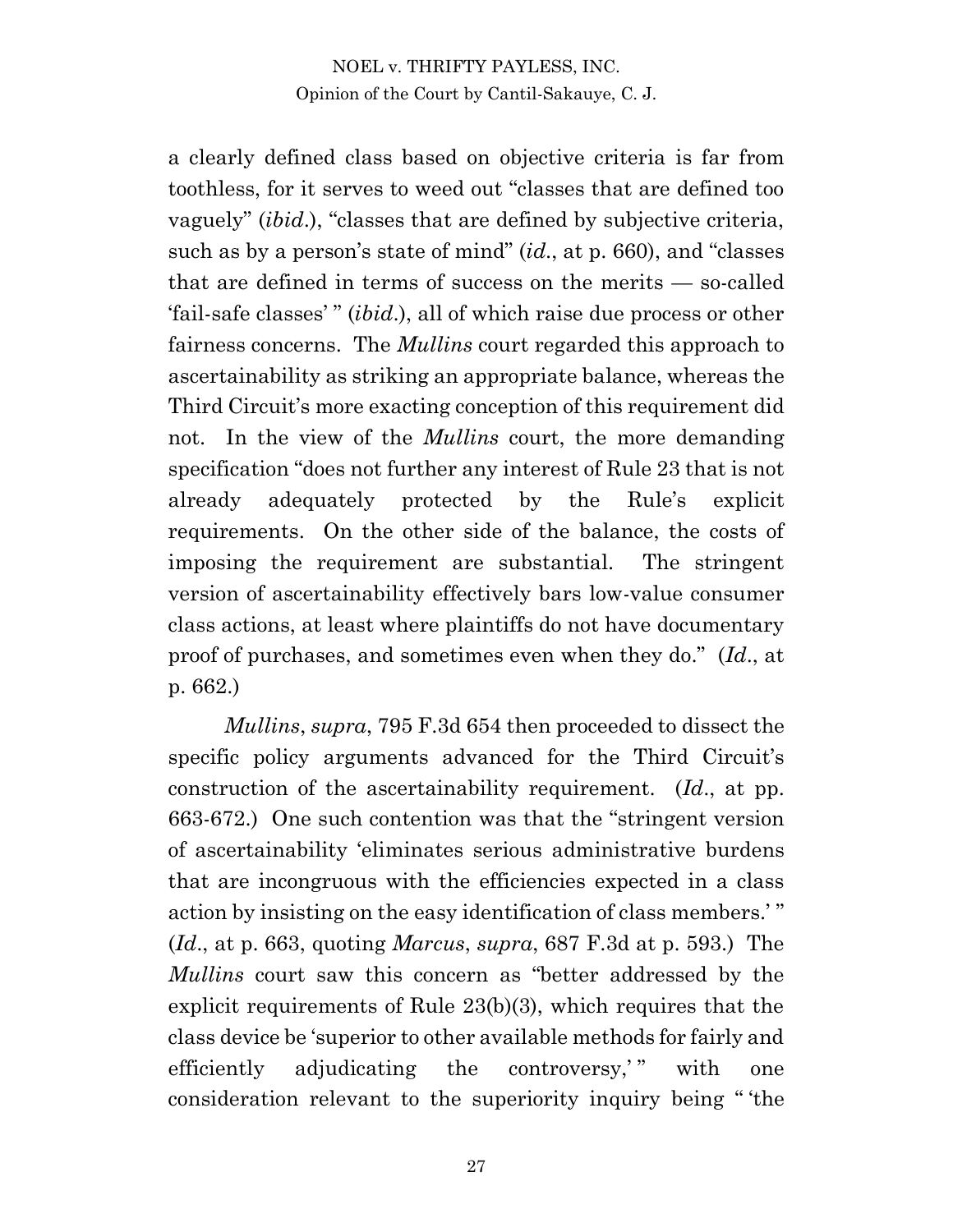a clearly defined class based on objective criteria is far from toothless, for it serves to weed out "classes that are defined too vaguely" (*ibid*.), "classes that are defined by subjective criteria, such as by a person's state of mind" (*id*., at p. 660), and "classes that are defined in terms of success on the merits — so-called 'fail-safe classes' " (*ibid*.), all of which raise due process or other fairness concerns. The *Mullins* court regarded this approach to ascertainability as striking an appropriate balance, whereas the Third Circuit's more exacting conception of this requirement did not. In the view of the *Mullins* court, the more demanding specification "does not further any interest of Rule 23 that is not already adequately protected by the Rule's explicit requirements. On the other side of the balance, the costs of imposing the requirement are substantial. The stringent version of ascertainability effectively bars low-value consumer class actions, at least where plaintiffs do not have documentary proof of purchases, and sometimes even when they do." (*Id*., at p. 662.)

*Mullins*, *supra*, 795 F.3d 654 then proceeded to dissect the specific policy arguments advanced for the Third Circuit's construction of the ascertainability requirement. (*Id*., at pp. 663-672.) One such contention was that the "stringent version of ascertainability 'eliminates serious administrative burdens that are incongruous with the efficiencies expected in a class action by insisting on the easy identification of class members.' " (*Id*., at p. 663, quoting *Marcus*, *supra*, 687 F.3d at p. 593.) The *Mullins* court saw this concern as "better addressed by the explicit requirements of Rule 23(b)(3), which requires that the class device be 'superior to other available methods for fairly and efficiently adjudicating the controversy,' " with one consideration relevant to the superiority inquiry being " 'the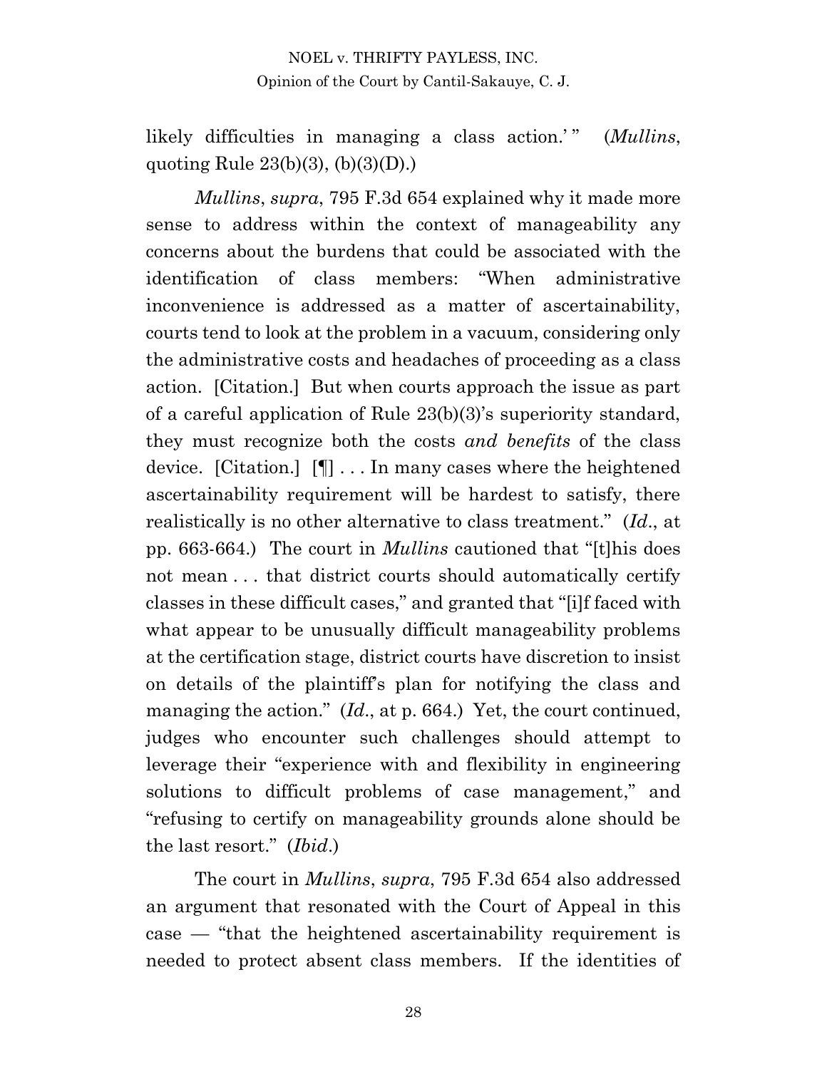likely difficulties in managing a class action.' " (*Mullins*, quoting Rule 23(b)(3), (b)(3)(D).)

*Mullins*, *supra*, 795 F.3d 654 explained why it made more sense to address within the context of manageability any concerns about the burdens that could be associated with the identification of class members: "When administrative inconvenience is addressed as a matter of ascertainability, courts tend to look at the problem in a vacuum, considering only the administrative costs and headaches of proceeding as a class action. [Citation.] But when courts approach the issue as part of a careful application of Rule 23(b)(3)'s superiority standard, they must recognize both the costs *and benefits* of the class device. [Citation.] [¶] . . . In many cases where the heightened ascertainability requirement will be hardest to satisfy, there realistically is no other alternative to class treatment." (*Id*., at pp. 663-664.) The court in *Mullins* cautioned that "[t]his does not mean . . . that district courts should automatically certify classes in these difficult cases," and granted that "[i]f faced with what appear to be unusually difficult manageability problems at the certification stage, district courts have discretion to insist on details of the plaintiff's plan for notifying the class and managing the action." (*Id*., at p. 664.) Yet, the court continued, judges who encounter such challenges should attempt to leverage their "experience with and flexibility in engineering solutions to difficult problems of case management," and "refusing to certify on manageability grounds alone should be the last resort." (*Ibid*.)

The court in *Mullins*, *supra*, 795 F.3d 654 also addressed an argument that resonated with the Court of Appeal in this case — "that the heightened ascertainability requirement is needed to protect absent class members. If the identities of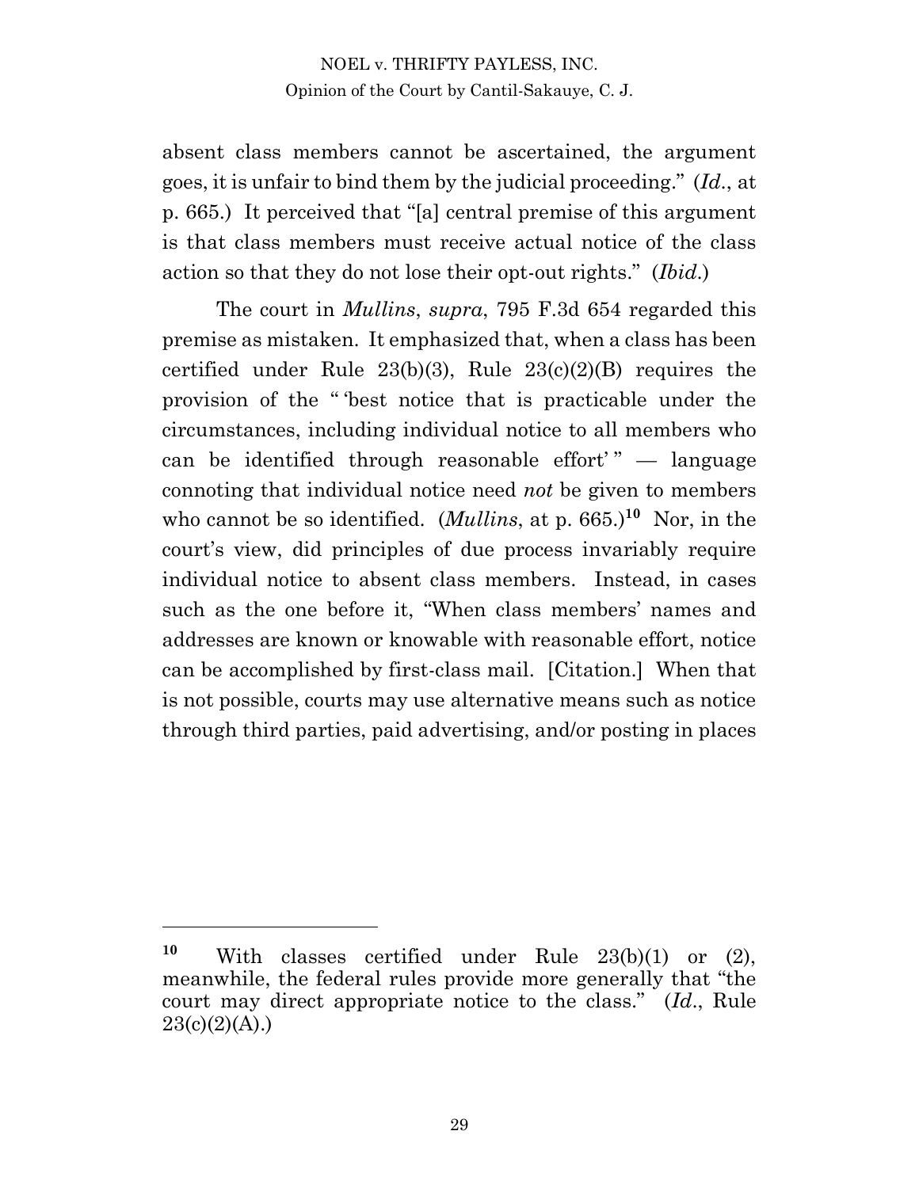absent class members cannot be ascertained, the argument goes, it is unfair to bind them by the judicial proceeding." (*Id.*, at p. 665.) It perceived that "[a] central premise of this argument is that class members must receive actual notice of the class action so that they do not lose their opt-out rights." (*Ibid.*)

The court in *Mullins*, *supra*, 795 F.3d 654 regarded this premise as mistaken. It emphasized that, when a class has been certified under Rule 23(b)(3), Rule 23(c)(2)(B) requires the provision of the " 'best notice that is practicable under the circumstances, including individual notice to all members who can be identified through reasonable effort' " — language connoting that individual notice need *not* be given to members who cannot be so identified. (*Mullins*, at p. 665.)[10] Nor, in the court's view, did principles of due process invariably require individual notice to absent class members. Instead, in cases such as the one before it, "When class members' names and addresses are known or knowable with reasonable effort, notice can be accomplished by first-class mail. [Citation.] When that is not possible, courts may use alternative means such as notice through third parties, paid advertising, and/or posting in places

---

[10] With classes certified under Rule 23(b)(1) or (2), meanwhile, the federal rules provide more generally that "the court may direct appropriate notice to the class." (*Id.*, Rule 23(c)(2)(A).)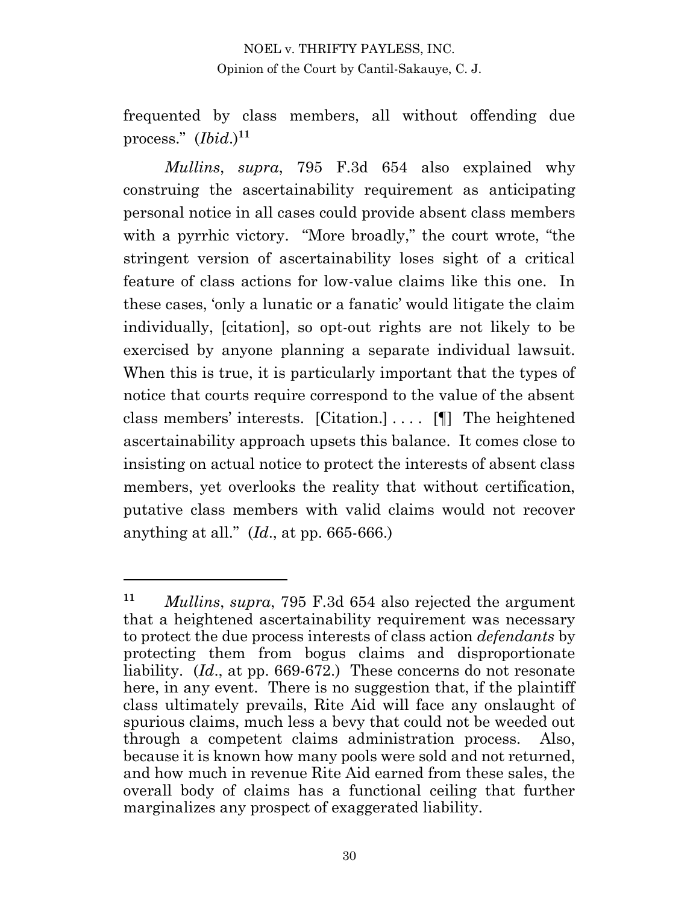frequented by class members, all without offending due process." (*Ibid.*)[11]

*Mullins*, *supra*, 795 F.3d 654 also explained why construing the ascertainability requirement as anticipating personal notice in all cases could provide absent class members with a pyrrhic victory. "More broadly," the court wrote, "the stringent version of ascertainability loses sight of a critical feature of class actions for low-value claims like this one. In these cases, 'only a lunatic or a fanatic' would litigate the claim individually, [citation], so opt-out rights are not likely to be exercised by anyone planning a separate individual lawsuit. When this is true, it is particularly important that the types of notice that courts require correspond to the value of the absent class members' interests. [Citation.] . . . . [¶] The heightened ascertainability approach upsets this balance. It comes close to insisting on actual notice to protect the interests of absent class members, yet overlooks the reality that without certification, putative class members with valid claims would not recover anything at all." (*Id.*, at pp. 665-666.)

---

[11] *Mullins*, *supra*, 795 F.3d 654 also rejected the argument that a heightened ascertainability requirement was necessary to protect the due process interests of class action *defendants* by protecting them from bogus claims and disproportionate liability. (*Id.*, at pp. 669-672.) These concerns do not resonate here, in any event. There is no suggestion that, if the plaintiff class ultimately prevails, Rite Aid will face any onslaught of spurious claims, much less a bevy that could not be weeded out through a competent claims administration process. Also, because it is known how many pools were sold and not returned, and how much in revenue Rite Aid earned from these sales, the overall body of claims has a functional ceiling that further marginalizes any prospect of exaggerated liability.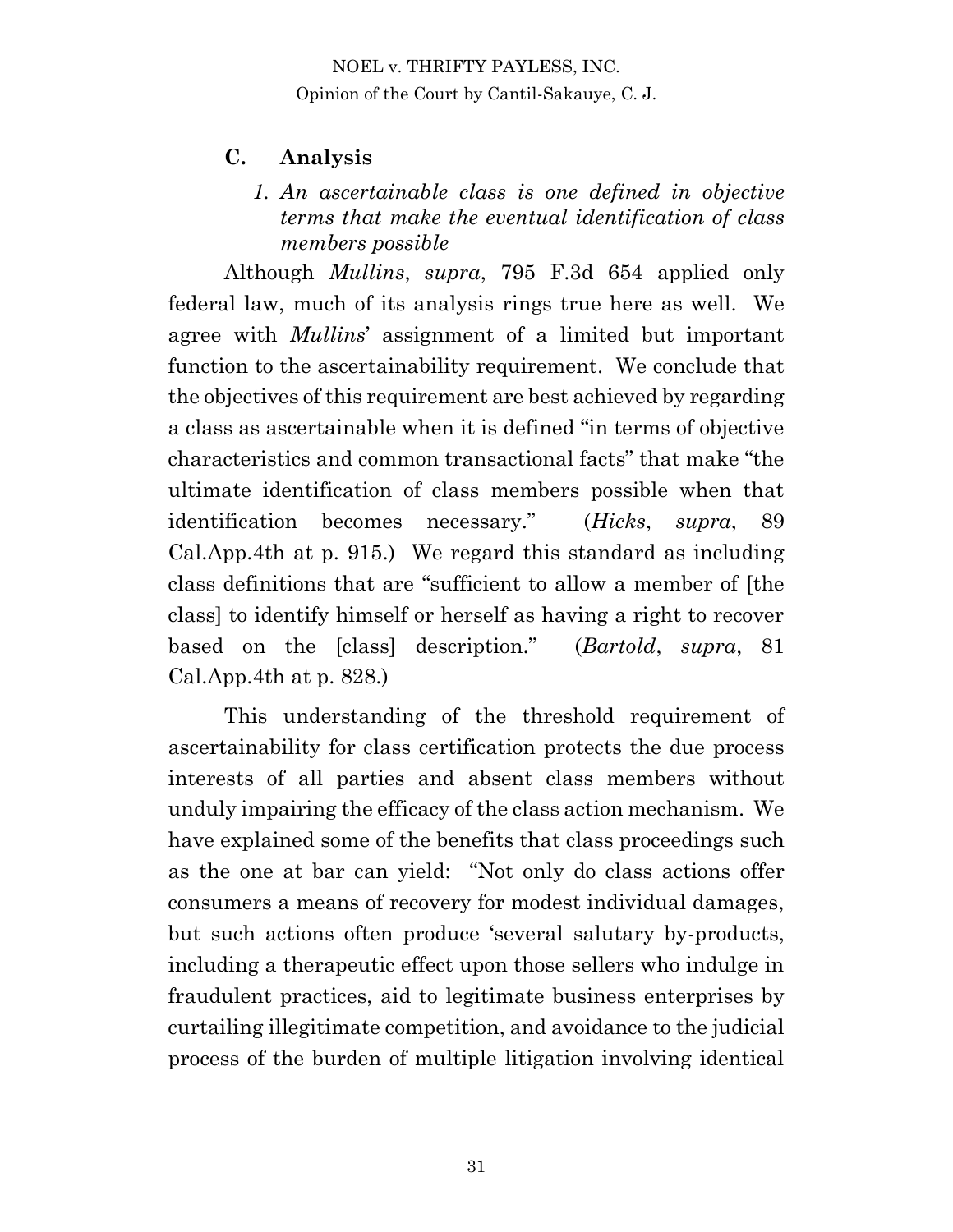## C. Analysis

### *1. An ascertainable class is one defined in objective terms that make the eventual identification of class members possible*

Although *Mullins*, *supra*, 795 F.3d 654 applied only federal law, much of its analysis rings true here as well. We agree with *Mullins*' assignment of a limited but important function to the ascertainability requirement. We conclude that the objectives of this requirement are best achieved by regarding a class as ascertainable when it is defined "in terms of objective characteristics and common transactional facts" that make "the ultimate identification of class members possible when that identification becomes necessary." (*Hicks*, *supra*, 89 Cal.App.4th at p. 915.) We regard this standard as including class definitions that are "sufficient to allow a member of [the class] to identify himself or herself as having a right to recover based on the [class] description." (*Bartold*, *supra*, 81 Cal.App.4th at p. 828.)

This understanding of the threshold requirement of ascertainability for class certification protects the due process interests of all parties and absent class members without unduly impairing the efficacy of the class action mechanism. We have explained some of the benefits that class proceedings such as the one at bar can yield: "Not only do class actions offer consumers a means of recovery for modest individual damages, but such actions often produce 'several salutary by-products, including a therapeutic effect upon those sellers who indulge in fraudulent practices, aid to legitimate business enterprises by curtailing illegitimate competition, and avoidance to the judicial process of the burden of multiple litigation involving identical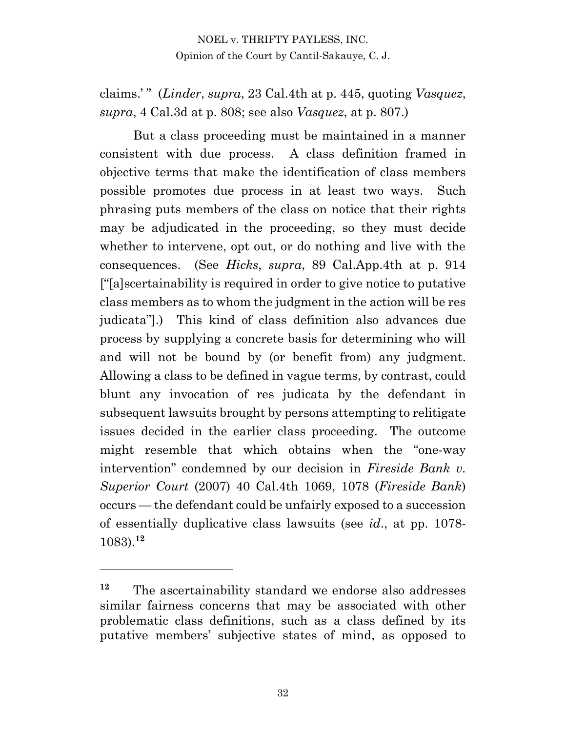claims.' " (*Linder*, *supra*, 23 Cal.4th at p. 445, quoting *Vasquez*, *supra*, 4 Cal.3d at p. 808; see also *Vasquez*, at p. 807.)

But a class proceeding must be maintained in a manner consistent with due process. A class definition framed in objective terms that make the identification of class members possible promotes due process in at least two ways. Such phrasing puts members of the class on notice that their rights may be adjudicated in the proceeding, so they must decide whether to intervene, opt out, or do nothing and live with the consequences. (See *Hicks*, *supra*, 89 Cal.App.4th at p. 914 ["[a]scertainability is required in order to give notice to putative class members as to whom the judgment in the action will be res judicata"].) This kind of class definition also advances due process by supplying a concrete basis for determining who will and will not be bound by (or benefit from) any judgment. Allowing a class to be defined in vague terms, by contrast, could blunt any invocation of res judicata by the defendant in subsequent lawsuits brought by persons attempting to relitigate issues decided in the earlier class proceeding. The outcome might resemble that which obtains when the "one-way intervention" condemned by our decision in *Fireside Bank v. Superior Court* (2007) 40 Cal.4th 1069, 1078 (*Fireside Bank*) occurs — the defendant could be unfairly exposed to a succession of essentially duplicative class lawsuits (see *id*., at pp. 1078-1083).[12]

---

[12] The ascertainability standard we endorse also addresses similar fairness concerns that may be associated with other problematic class definitions, such as a class defined by its putative members' subjective states of mind, as opposed to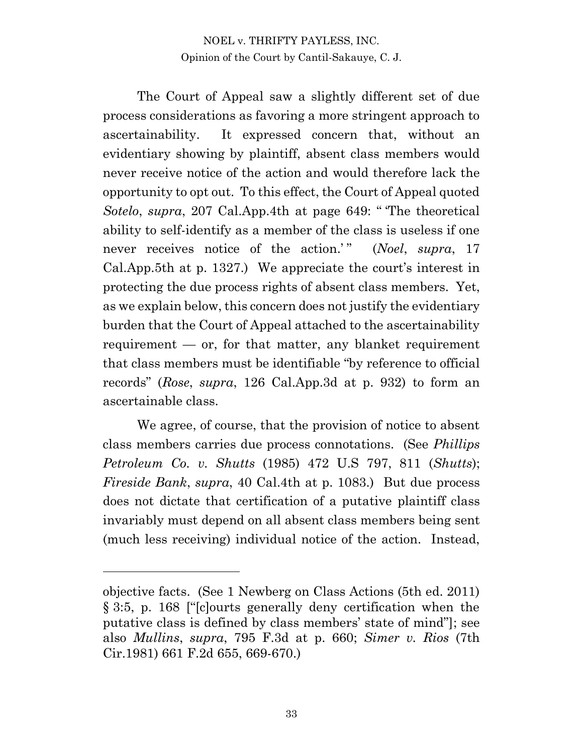The Court of Appeal saw a slightly different set of due process considerations as favoring a more stringent approach to ascertainability. It expressed concern that, without an evidentiary showing by plaintiff, absent class members would never receive notice of the action and would therefore lack the opportunity to opt out. To this effect, the Court of Appeal quoted *Sotelo*, *supra*, 207 Cal.App.4th at page 649: " 'The theoretical ability to self-identify as a member of the class is useless if one never receives notice of the action.' " (*Noel*, *supra*, 17 Cal.App.5th at p. 1327.) We appreciate the court's interest in protecting the due process rights of absent class members. Yet, as we explain below, this concern does not justify the evidentiary burden that the Court of Appeal attached to the ascertainability requirement — or, for that matter, any blanket requirement that class members must be identifiable "by reference to official records" (*Rose*, *supra*, 126 Cal.App.3d at p. 932) to form an ascertainable class.

We agree, of course, that the provision of notice to absent class members carries due process connotations. (See *Phillips Petroleum Co. v. Shutts* (1985) 472 U.S 797, 811 (*Shutts*); *Fireside Bank*, *supra*, 40 Cal.4th at p. 1083.) But due process does not dictate that certification of a putative plaintiff class invariably must depend on all absent class members being sent (much less receiving) individual notice of the action. Instead,

---

objective facts. (See 1 Newberg on Class Actions (5th ed. 2011) § 3:5, p. 168 ["[c]ourts generally deny certification when the putative class is defined by class members' state of mind"]; see also *Mullins*, *supra*, 795 F.3d at p. 660; *Simer v. Rios* (7th Cir.1981) 661 F.2d 655, 669-670.)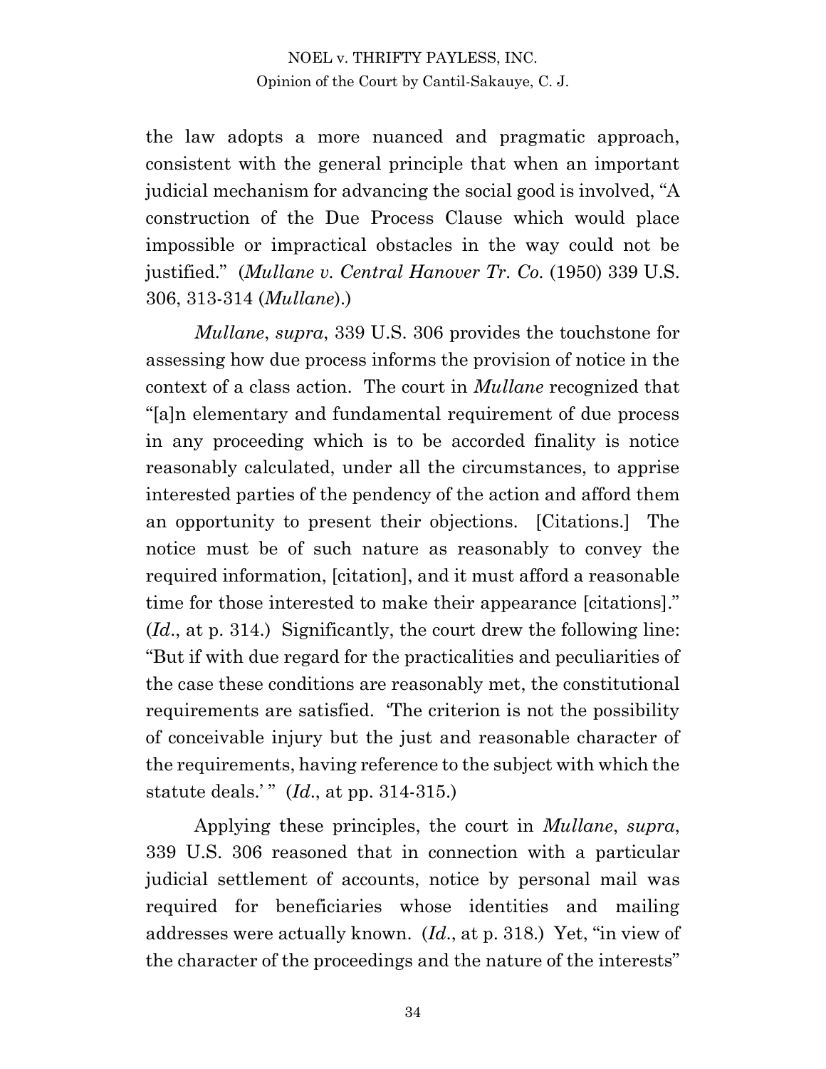the law adopts a more nuanced and pragmatic approach, consistent with the general principle that when an important judicial mechanism for advancing the social good is involved, "A construction of the Due Process Clause which would place impossible or impractical obstacles in the way could not be justified." (*Mullane v. Central Hanover Tr. Co.* (1950) 339 U.S. 306, 313-314 (*Mullane*).)

*Mullane*, *supra*, 339 U.S. 306 provides the touchstone for assessing how due process informs the provision of notice in the context of a class action. The court in *Mullane* recognized that "[a]n elementary and fundamental requirement of due process in any proceeding which is to be accorded finality is notice reasonably calculated, under all the circumstances, to apprise interested parties of the pendency of the action and afford them an opportunity to present their objections. [Citations.] The notice must be of such nature as reasonably to convey the required information, [citation], and it must afford a reasonable time for those interested to make their appearance [citations]." (*Id*., at p. 314.) Significantly, the court drew the following line: "But if with due regard for the practicalities and peculiarities of the case these conditions are reasonably met, the constitutional requirements are satisfied. 'The criterion is not the possibility of conceivable injury but the just and reasonable character of the requirements, having reference to the subject with which the statute deals.' " (*Id*., at pp. 314-315.)

Applying these principles, the court in *Mullane*, *supra*, 339 U.S. 306 reasoned that in connection with a particular judicial settlement of accounts, notice by personal mail was required for beneficiaries whose identities and mailing addresses were actually known. (*Id*., at p. 318.) Yet, "in view of the character of the proceedings and the nature of the interests"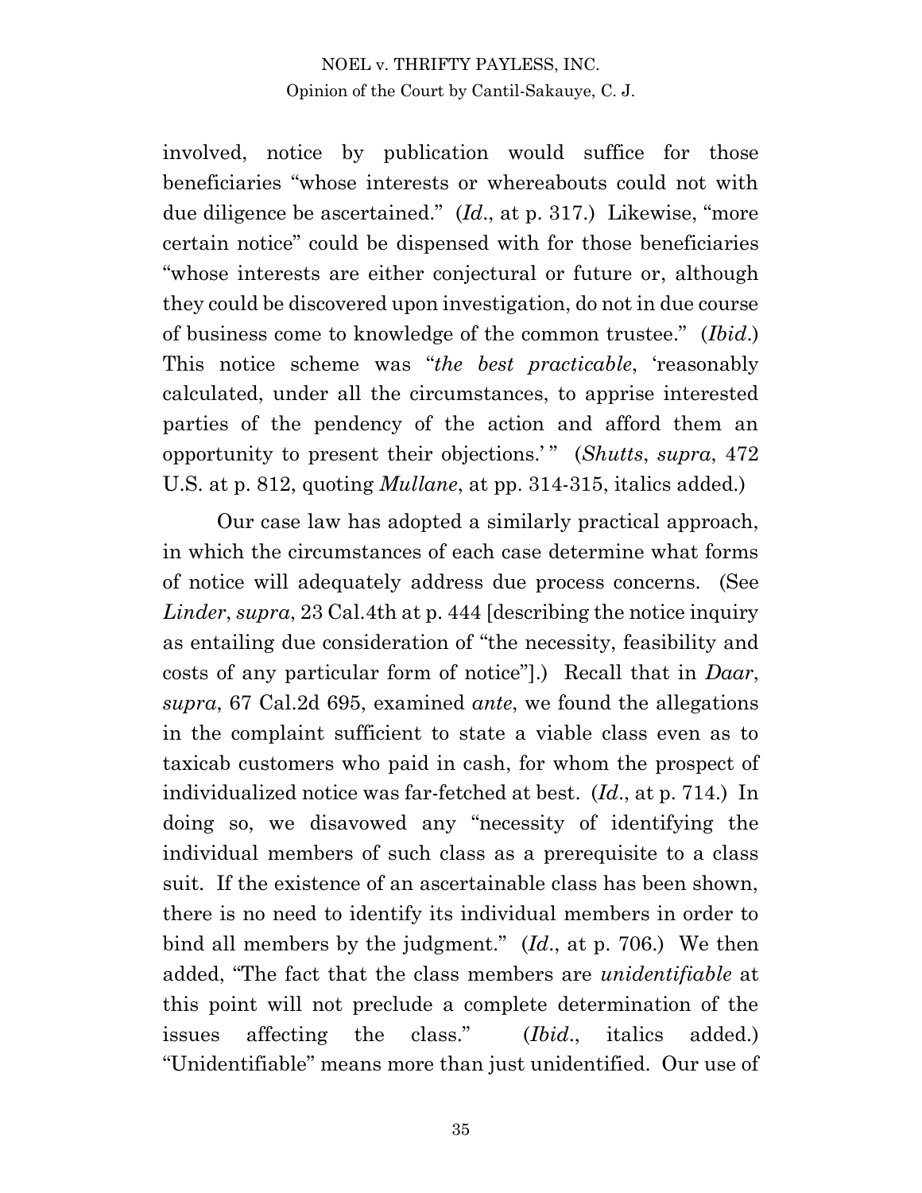involved, notice by publication would suffice for those beneficiaries "whose interests or whereabouts could not with due diligence be ascertained." (*Id*., at p. 317.) Likewise, "more certain notice" could be dispensed with for those beneficiaries "whose interests are either conjectural or future or, although they could be discovered upon investigation, do not in due course of business come to knowledge of the common trustee." (*Ibid*.) This notice scheme was "*the best practicable*, 'reasonably calculated, under all the circumstances, to apprise interested parties of the pendency of the action and afford them an opportunity to present their objections.' " (*Shutts*, *supra*, 472 U.S. at p. 812, quoting *Mullane*, at pp. 314-315, italics added.)

Our case law has adopted a similarly practical approach, in which the circumstances of each case determine what forms of notice will adequately address due process concerns. (See *Linder*, *supra*, 23 Cal.4th at p. 444 [describing the notice inquiry as entailing due consideration of "the necessity, feasibility and costs of any particular form of notice"].) Recall that in *Daar*, *supra*, 67 Cal.2d 695, examined *ante*, we found the allegations in the complaint sufficient to state a viable class even as to taxicab customers who paid in cash, for whom the prospect of individualized notice was far-fetched at best. (*Id*., at p. 714.) In doing so, we disavowed any "necessity of identifying the individual members of such class as a prerequisite to a class suit. If the existence of an ascertainable class has been shown, there is no need to identify its individual members in order to bind all members by the judgment." (*Id*., at p. 706.) We then added, "The fact that the class members are *unidentifiable* at this point will not preclude a complete determination of the issues affecting the class." (*Ibid*., italics added.) "Unidentifiable" means more than just unidentified. Our use of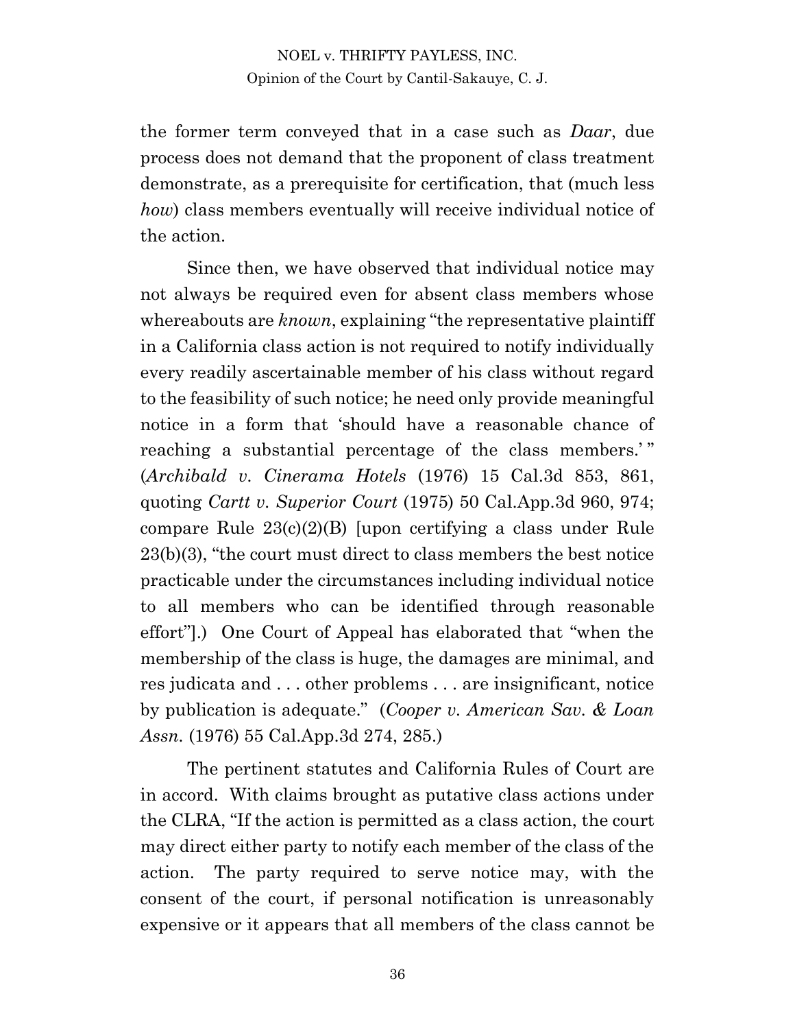the former term conveyed that in a case such as *Daar*, due process does not demand that the proponent of class treatment demonstrate, as a prerequisite for certification, that (much less *how*) class members eventually will receive individual notice of the action.

Since then, we have observed that individual notice may not always be required even for absent class members whose whereabouts are *known*, explaining "the representative plaintiff in a California class action is not required to notify individually every readily ascertainable member of his class without regard to the feasibility of such notice; he need only provide meaningful notice in a form that 'should have a reasonable chance of reaching a substantial percentage of the class members.' " (*Archibald v. Cinerama Hotels* (1976) 15 Cal.3d 853, 861, quoting *Cartt v. Superior Court* (1975) 50 Cal.App.3d 960, 974; compare Rule 23(c)(2)(B) [upon certifying a class under Rule 23(b)(3), "the court must direct to class members the best notice practicable under the circumstances including individual notice to all members who can be identified through reasonable effort"].) One Court of Appeal has elaborated that "when the membership of the class is huge, the damages are minimal, and res judicata and . . . other problems . . . are insignificant, notice by publication is adequate." (*Cooper v. American Sav. & Loan Assn.* (1976) 55 Cal.App.3d 274, 285.)

The pertinent statutes and California Rules of Court are in accord. With claims brought as putative class actions under the CLRA, "If the action is permitted as a class action, the court may direct either party to notify each member of the class of the action. The party required to serve notice may, with the consent of the court, if personal notification is unreasonably expensive or it appears that all members of the class cannot be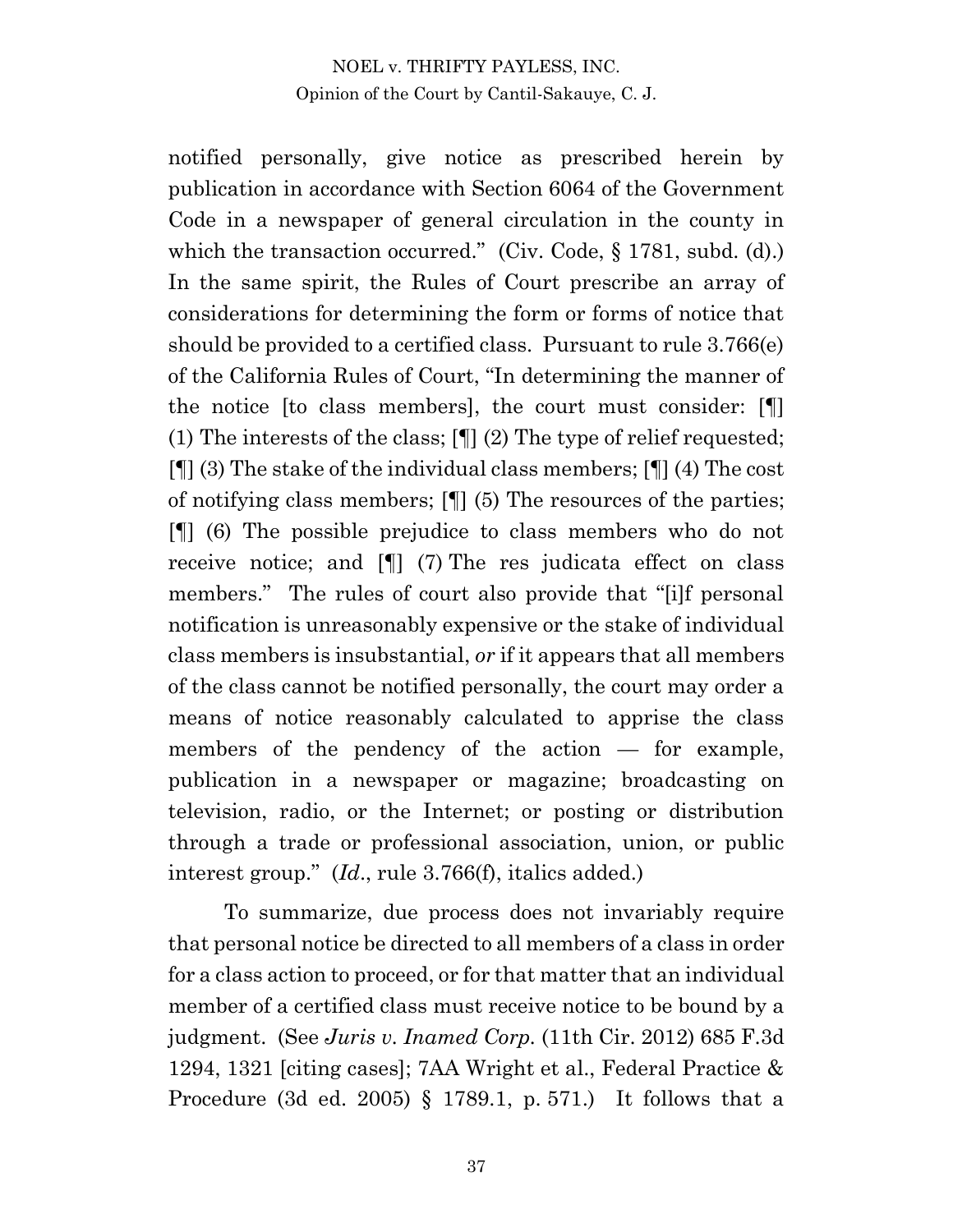notified personally, give notice as prescribed herein by publication in accordance with Section 6064 of the Government Code in a newspaper of general circulation in the county in which the transaction occurred." (Civ. Code, § 1781, subd. (d).) In the same spirit, the Rules of Court prescribe an array of considerations for determining the form or forms of notice that should be provided to a certified class. Pursuant to rule 3.766(e) of the California Rules of Court, "In determining the manner of the notice [to class members], the court must consider: [¶] (1) The interests of the class; [¶] (2) The type of relief requested; [¶] (3) The stake of the individual class members; [¶] (4) The cost of notifying class members; [¶] (5) The resources of the parties; [¶] (6) The possible prejudice to class members who do not receive notice; and [¶] (7) The res judicata effect on class members." The rules of court also provide that "[i]f personal notification is unreasonably expensive or the stake of individual class members is insubstantial, *or* if it appears that all members of the class cannot be notified personally, the court may order a means of notice reasonably calculated to apprise the class members of the pendency of the action — for example, publication in a newspaper or magazine; broadcasting on television, radio, or the Internet; or posting or distribution through a trade or professional association, union, or public interest group." (*Id.*, rule 3.766(f), italics added.)

To summarize, due process does not invariably require that personal notice be directed to all members of a class in order for a class action to proceed, or for that matter that an individual member of a certified class must receive notice to be bound by a judgment. (See *Juris v. Inamed Corp.* (11th Cir. 2012) 685 F.3d 1294, 1321 [citing cases]; 7AA Wright et al., Federal Practice & Procedure (3d ed. 2005) § 1789.1, p. 571.) It follows that a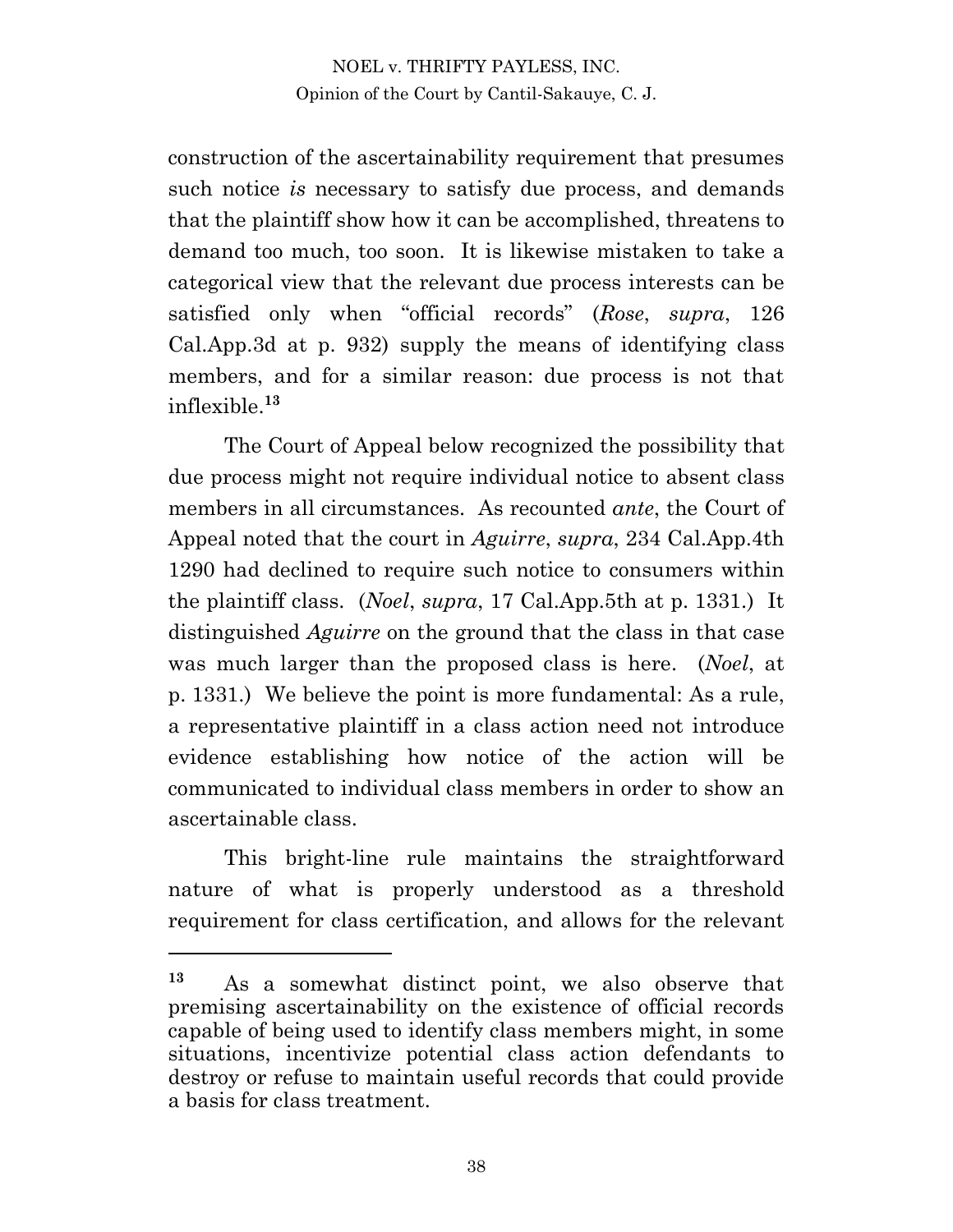construction of the ascertainability requirement that presumes such notice *is* necessary to satisfy due process, and demands that the plaintiff show how it can be accomplished, threatens to demand too much, too soon. It is likewise mistaken to take a categorical view that the relevant due process interests can be satisfied only when "official records" (*Rose*, *supra*, 126 Cal.App.3d at p. 932) supply the means of identifying class members, and for a similar reason: due process is not that inflexible.[13]

The Court of Appeal below recognized the possibility that due process might not require individual notice to absent class members in all circumstances. As recounted *ante*, the Court of Appeal noted that the court in *Aguirre*, *supra*, 234 Cal.App.4th 1290 had declined to require such notice to consumers within the plaintiff class. (*Noel*, *supra*, 17 Cal.App.5th at p. 1331.) It distinguished *Aguirre* on the ground that the class in that case was much larger than the proposed class is here. (*Noel*, at p. 1331.) We believe the point is more fundamental: As a rule, a representative plaintiff in a class action need not introduce evidence establishing how notice of the action will be communicated to individual class members in order to show an ascertainable class.

This bright-line rule maintains the straightforward nature of what is properly understood as a threshold requirement for class certification, and allows for the relevant

---

[13] As a somewhat distinct point, we also observe that premising ascertainability on the existence of official records capable of being used to identify class members might, in some situations, incentivize potential class action defendants to destroy or refuse to maintain useful records that could provide a basis for class treatment.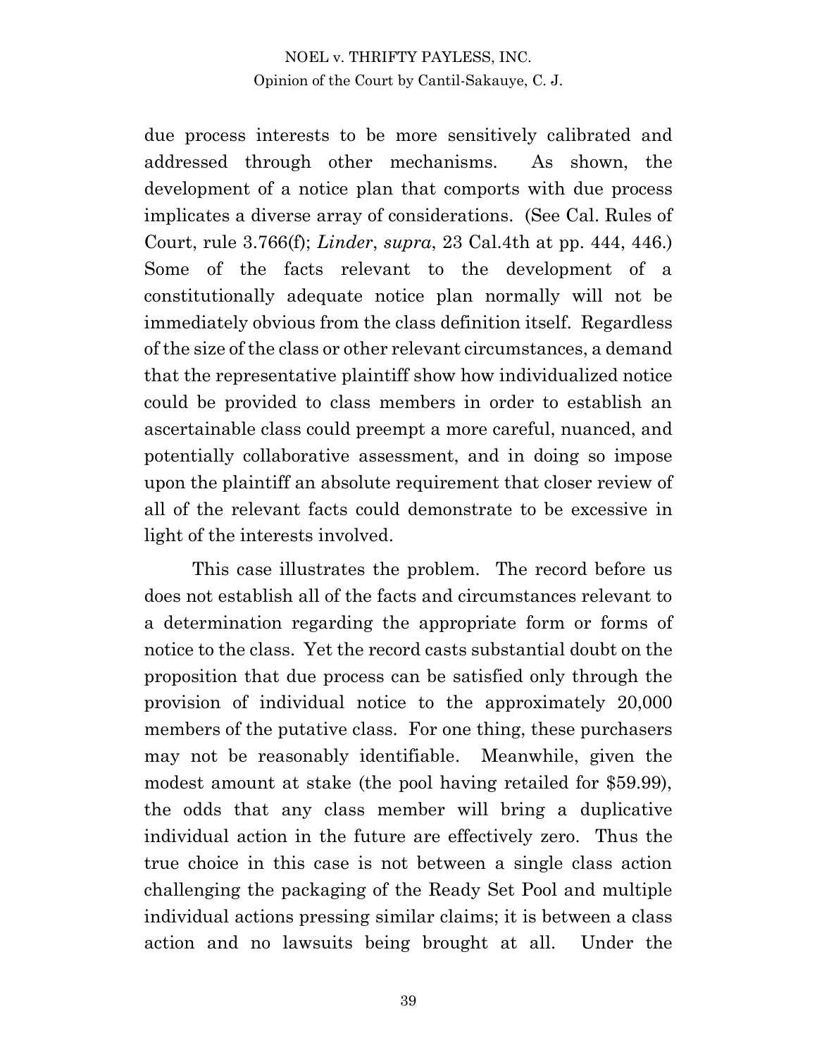due process interests to be more sensitively calibrated and addressed through other mechanisms. As shown, the development of a notice plan that comports with due process implicates a diverse array of considerations. (See Cal. Rules of Court, rule 3.766(f); *Linder*, *supra*, 23 Cal.4th at pp. 444, 446.) Some of the facts relevant to the development of a constitutionally adequate notice plan normally will not be immediately obvious from the class definition itself. Regardless of the size of the class or other relevant circumstances, a demand that the representative plaintiff show how individualized notice could be provided to class members in order to establish an ascertainable class could preempt a more careful, nuanced, and potentially collaborative assessment, and in doing so impose upon the plaintiff an absolute requirement that closer review of all of the relevant facts could demonstrate to be excessive in light of the interests involved.

This case illustrates the problem. The record before us does not establish all of the facts and circumstances relevant to a determination regarding the appropriate form or forms of notice to the class. Yet the record casts substantial doubt on the proposition that due process can be satisfied only through the provision of individual notice to the approximately 20,000 members of the putative class. For one thing, these purchasers may not be reasonably identifiable. Meanwhile, given the modest amount at stake (the pool having retailed for $59.99), the odds that any class member will bring a duplicative individual action in the future are effectively zero. Thus the true choice in this case is not between a single class action challenging the packaging of the Ready Set Pool and multiple individual actions pressing similar claims; it is between a class action and no lawsuits being brought at all. Under the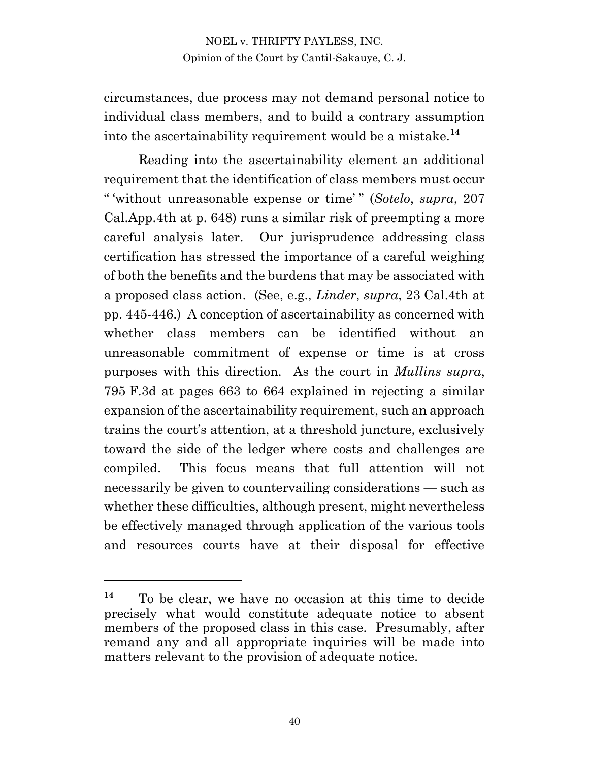circumstances, due process may not demand personal notice to individual class members, and to build a contrary assumption into the ascertainability requirement would be a mistake.[14]

Reading into the ascertainability element an additional requirement that the identification of class members must occur " 'without unreasonable expense or time' " (*Sotelo*, *supra*, 207 Cal.App.4th at p. 648) runs a similar risk of preempting a more careful analysis later. Our jurisprudence addressing class certification has stressed the importance of a careful weighing of both the benefits and the burdens that may be associated with a proposed class action. (See, e.g., *Linder*, *supra*, 23 Cal.4th at pp. 445-446.) A conception of ascertainability as concerned with whether class members can be identified without an unreasonable commitment of expense or time is at cross purposes with this direction. As the court in *Mullins supra*, 795 F.3d at pages 663 to 664 explained in rejecting a similar expansion of the ascertainability requirement, such an approach trains the court's attention, at a threshold juncture, exclusively toward the side of the ledger where costs and challenges are compiled. This focus means that full attention will not necessarily be given to countervailing considerations — such as whether these difficulties, although present, might nevertheless be effectively managed through application of the various tools and resources courts have at their disposal for effective

---

[14] To be clear, we have no occasion at this time to decide precisely what would constitute adequate notice to absent members of the proposed class in this case. Presumably, after remand any and all appropriate inquiries will be made into matters relevant to the provision of adequate notice.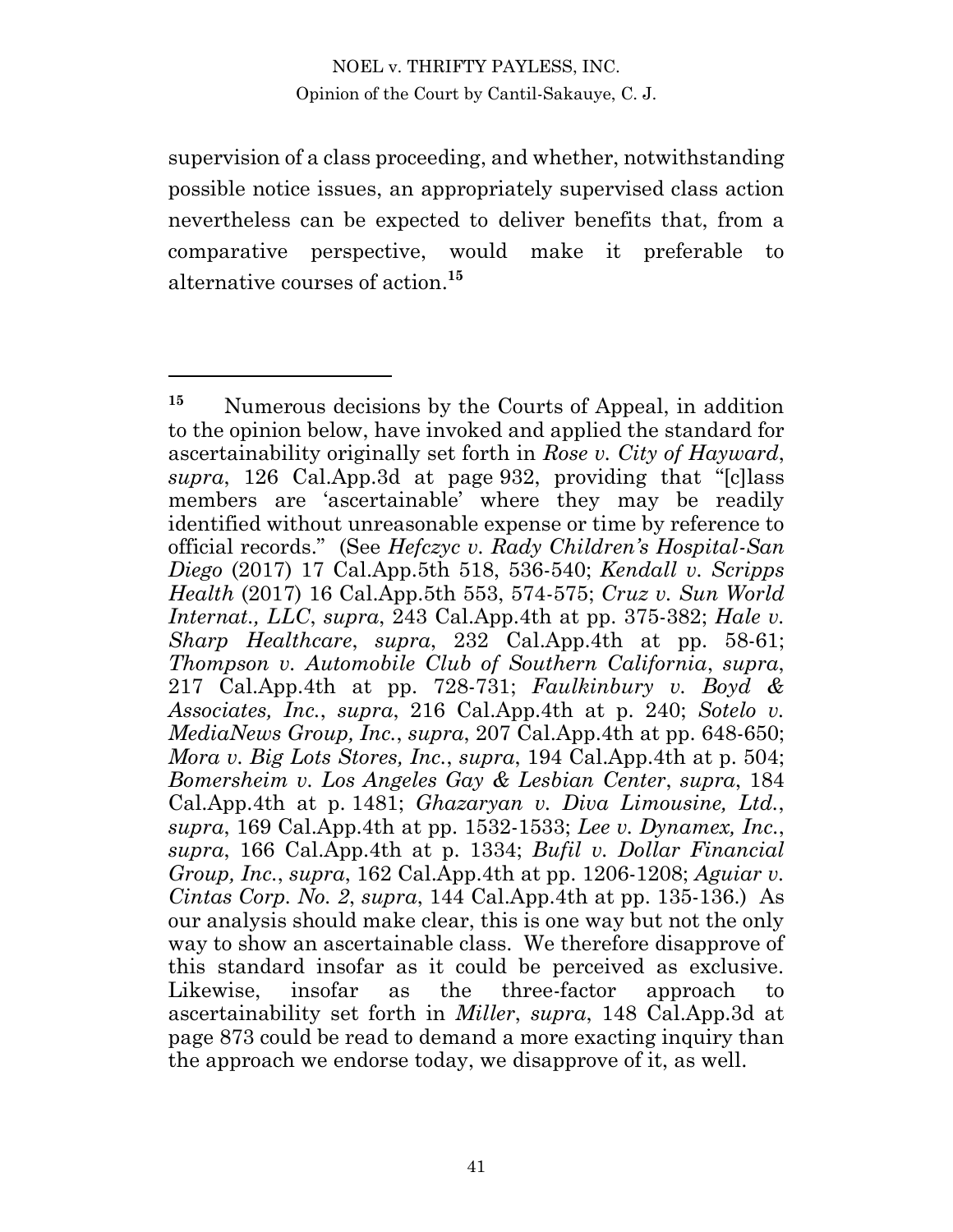supervision of a class proceeding, and whether, notwithstanding possible notice issues, an appropriately supervised class action nevertheless can be expected to deliver benefits that, from a comparative perspective, would make it preferable to alternative courses of action.[15]

---

[15] Numerous decisions by the Courts of Appeal, in addition to the opinion below, have invoked and applied the standard for ascertainability originally set forth in *Rose v. City of Hayward*, *supra*, 126 Cal.App.3d at page 932, providing that "[c]lass members are 'ascertainable' where they may be readily identified without unreasonable expense or time by reference to official records." (See *Hefczyc v. Rady Children's Hospital-San Diego* (2017) 17 Cal.App.5th 518, 536-540; *Kendall v. Scripps Health* (2017) 16 Cal.App.5th 553, 574-575; *Cruz v. Sun World Internat., LLC*, *supra*, 243 Cal.App.4th at pp. 375-382; *Hale v. Sharp Healthcare*, *supra*, 232 Cal.App.4th at pp. 58-61; *Thompson v. Automobile Club of Southern California*, *supra*, 217 Cal.App.4th at pp. 728-731; *Faulkinbury v. Boyd & Associates, Inc.*, *supra*, 216 Cal.App.4th at p. 240; *Sotelo v. MediaNews Group, Inc.*, *supra*, 207 Cal.App.4th at pp. 648-650; *Mora v. Big Lots Stores, Inc.*, *supra*, 194 Cal.App.4th at p. 504; *Bomersheim v. Los Angeles Gay & Lesbian Center*, *supra*, 184 Cal.App.4th at p. 1481; *Ghazaryan v. Diva Limousine, Ltd.*, *supra*, 169 Cal.App.4th at pp. 1532-1533; *Lee v. Dynamex, Inc.*, *supra*, 166 Cal.App.4th at p. 1334; *Bufil v. Dollar Financial Group, Inc.*, *supra*, 162 Cal.App.4th at pp. 1206-1208; *Aguiar v. Cintas Corp. No. 2*, *supra*, 144 Cal.App.4th at pp. 135-136.) As our analysis should make clear, this is one way but not the only way to show an ascertainable class. We therefore disapprove of this standard insofar as it could be perceived as exclusive. Likewise, insofar as the three-factor approach to ascertainability set forth in *Miller*, *supra*, 148 Cal.App.3d at page 873 could be read to demand a more exacting inquiry than the approach we endorse today, we disapprove of it, as well.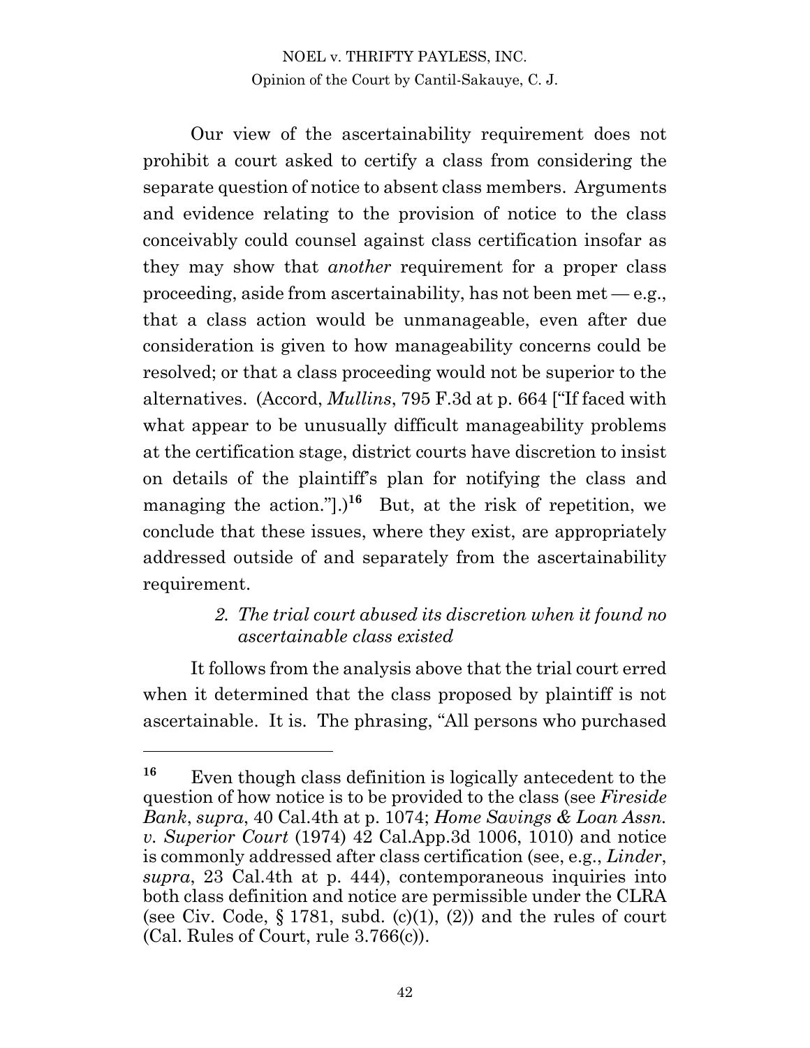Our view of the ascertainability requirement does not prohibit a court asked to certify a class from considering the separate question of notice to absent class members. Arguments and evidence relating to the provision of notice to the class conceivably could counsel against class certification insofar as they may show that *another* requirement for a proper class proceeding, aside from ascertainability, has not been met — e.g., that a class action would be unmanageable, even after due consideration is given to how manageability concerns could be resolved; or that a class proceeding would not be superior to the alternatives. (Accord, *Mullins*, 795 F.3d at p. 664 ["If faced with what appear to be unusually difficult manageability problems at the certification stage, district courts have discretion to insist on details of the plaintiff's plan for notifying the class and managing the action."].)[16] But, at the risk of repetition, we conclude that these issues, where they exist, are appropriately addressed outside of and separately from the ascertainability requirement.

*2. The trial court abused its discretion when it found no ascertainable class existed*

It follows from the analysis above that the trial court erred when it determined that the class proposed by plaintiff is not ascertainable. It is. The phrasing, "All persons who purchased

---

[16] Even though class definition is logically antecedent to the question of how notice is to be provided to the class (see *Fireside Bank*, *supra*, 40 Cal.4th at p. 1074; *Home Savings & Loan Assn. v. Superior Court* (1974) 42 Cal.App.3d 1006, 1010) and notice is commonly addressed after class certification (see, e.g., *Linder*, *supra*, 23 Cal.4th at p. 444), contemporaneous inquiries into both class definition and notice are permissible under the CLRA (see Civ. Code, § 1781, subd. (c)(1), (2)) and the rules of court (Cal. Rules of Court, rule 3.766(c)).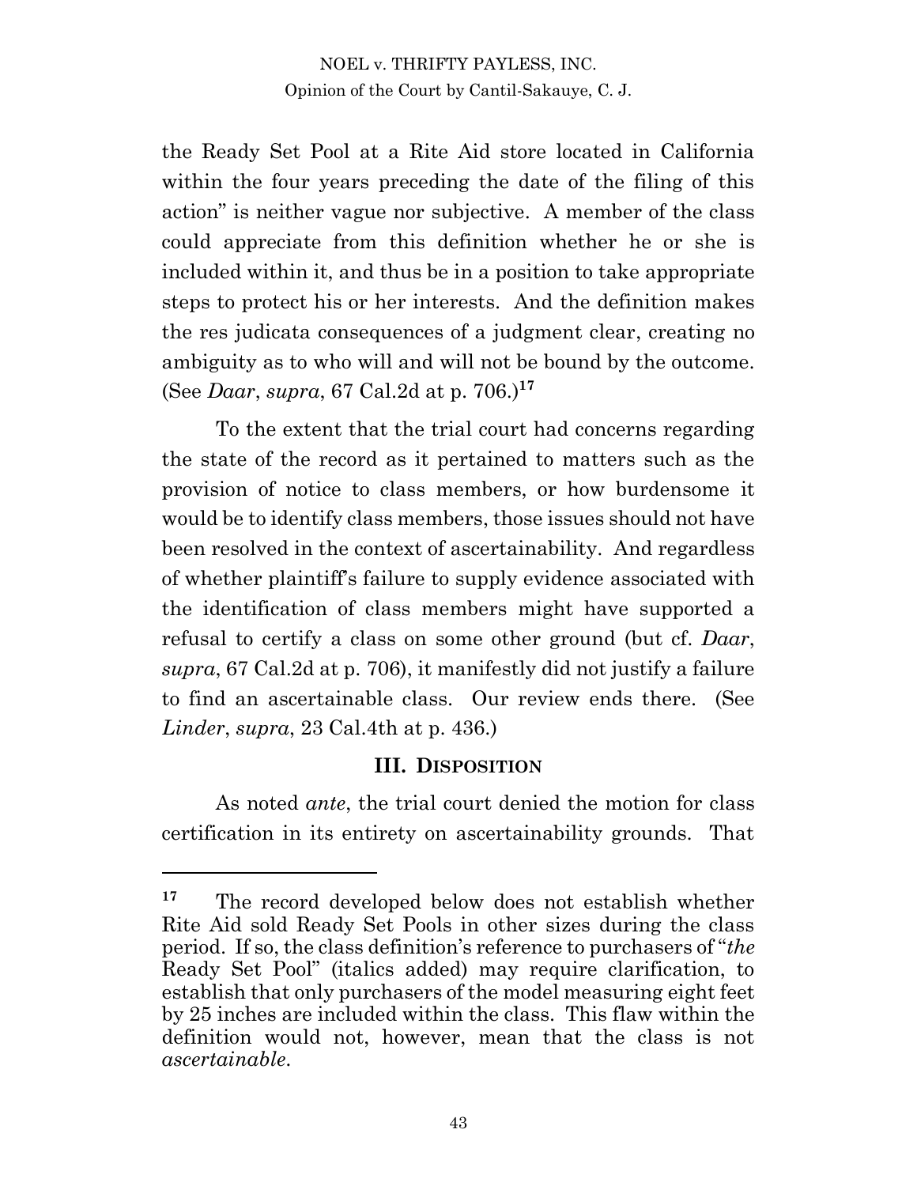the Ready Set Pool at a Rite Aid store located in California within the four years preceding the date of the filing of this action" is neither vague nor subjective. A member of the class could appreciate from this definition whether he or she is included within it, and thus be in a position to take appropriate steps to protect his or her interests. And the definition makes the res judicata consequences of a judgment clear, creating no ambiguity as to who will and will not be bound by the outcome. (See *Daar*, *supra*, 67 Cal.2d at p. 706.)[17]

To the extent that the trial court had concerns regarding the state of the record as it pertained to matters such as the provision of notice to class members, or how burdensome it would be to identify class members, those issues should not have been resolved in the context of ascertainability. And regardless of whether plaintiff's failure to supply evidence associated with the identification of class members might have supported a refusal to certify a class on some other ground (but cf. *Daar*, *supra*, 67 Cal.2d at p. 706), it manifestly did not justify a failure to find an ascertainable class. Our review ends there. (See *Linder*, *supra*, 23 Cal.4th at p. 436.)

## III. Disposition

As noted *ante*, the trial court denied the motion for class certification in its entirety on ascertainability grounds. That

---

[17] The record developed below does not establish whether Rite Aid sold Ready Set Pools in other sizes during the class period. If so, the class definition's reference to purchasers of "*the* Ready Set Pool" (italics added) may require clarification, to establish that only purchasers of the model measuring eight feet by 25 inches are included within the class. This flaw within the definition would not, however, mean that the class is not *ascertainable*.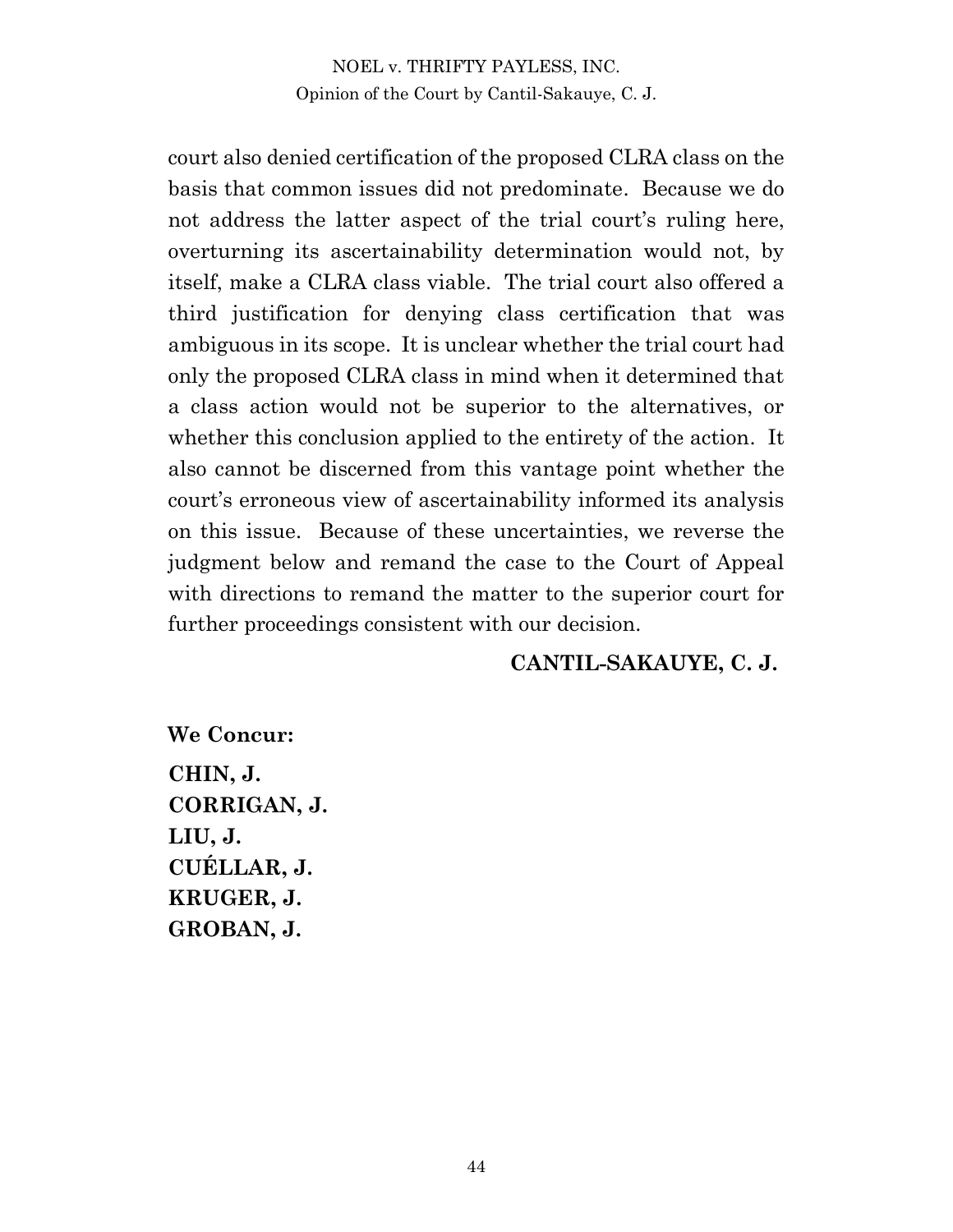court also denied certification of the proposed CLRA class on the basis that common issues did not predominate. Because we do not address the latter aspect of the trial court's ruling here, overturning its ascertainability determination would not, by itself, make a CLRA class viable. The trial court also offered a third justification for denying class certification that was ambiguous in its scope. It is unclear whether the trial court had only the proposed CLRA class in mind when it determined that a class action would not be superior to the alternatives, or whether this conclusion applied to the entirety of the action. It also cannot be discerned from this vantage point whether the court's erroneous view of ascertainability informed its analysis on this issue. Because of these uncertainties, we reverse the judgment below and remand the case to the Court of Appeal with directions to remand the matter to the superior court for further proceedings consistent with our decision.

**CANTIL-SAKAUYE, C. J.**

**We Concur:**

**CHIN, J.**
**CORRIGAN, J.**
**LIU, J.**
**CUÉLLAR, J.**
**KRUGER, J.**
**GROBAN, J.**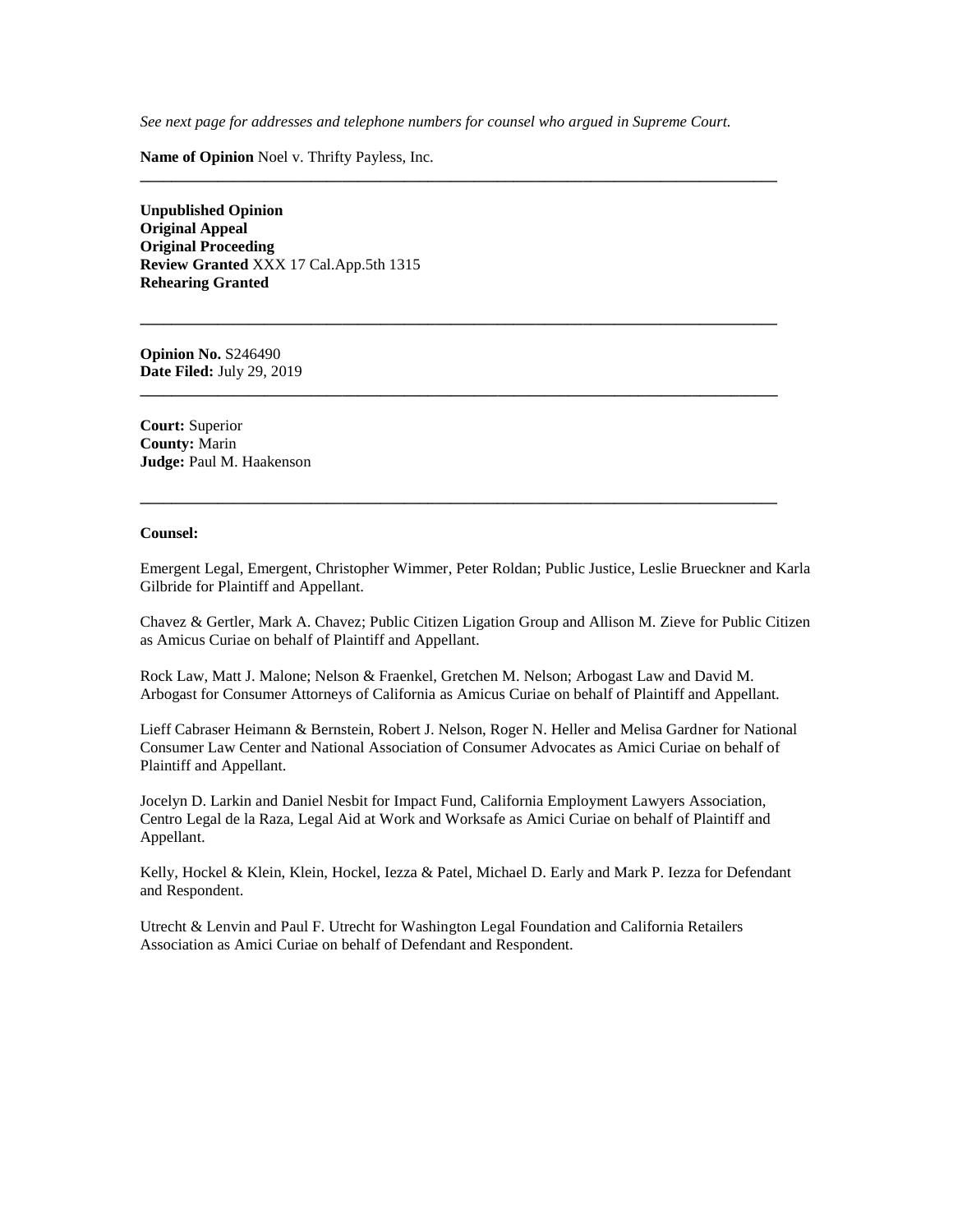*See next page for addresses and telephone numbers for counsel who argued in Supreme Court.*

**Name of Opinion** Noel v. Thrifty Payless, Inc.

---

**Unpublished Opinion**
**Original Appeal**
**Original Proceeding**
**Review Granted** XXX 17 Cal.App.5th 1315
**Rehearing Granted**

---

**Opinion No.** S246490
**Date Filed:** July 29, 2019

---

**Court:** Superior
**County:** Marin
**Judge:** Paul M. Haakenson

---

**Counsel:**

Emergent Legal, Emergent, Christopher Wimmer, Peter Roldan; Public Justice, Leslie Brueckner and Karla Gilbride for Plaintiff and Appellant.

Chavez & Gertler, Mark A. Chavez; Public Citizen Ligation Group and Allison M. Zieve for Public Citizen as Amicus Curiae on behalf of Plaintiff and Appellant.

Rock Law, Matt J. Malone; Nelson & Fraenkel, Gretchen M. Nelson; Arbogast Law and David M. Arbogast for Consumer Attorneys of California as Amicus Curiae on behalf of Plaintiff and Appellant.

Lieff Cabraser Heimann & Bernstein, Robert J. Nelson, Roger N. Heller and Melisa Gardner for National Consumer Law Center and National Association of Consumer Advocates as Amici Curiae on behalf of Plaintiff and Appellant.

Jocelyn D. Larkin and Daniel Nesbit for Impact Fund, California Employment Lawyers Association, Centro Legal de la Raza, Legal Aid at Work and Worksafe as Amici Curiae on behalf of Plaintiff and Appellant.

Kelly, Hockel & Klein, Klein, Hockel, Iezza & Patel, Michael D. Early and Mark P. Iezza for Defendant and Respondent.

Utrecht & Lenvin and Paul F. Utrecht for Washington Legal Foundation and California Retailers Association as Amici Curiae on behalf of Defendant and Respondent.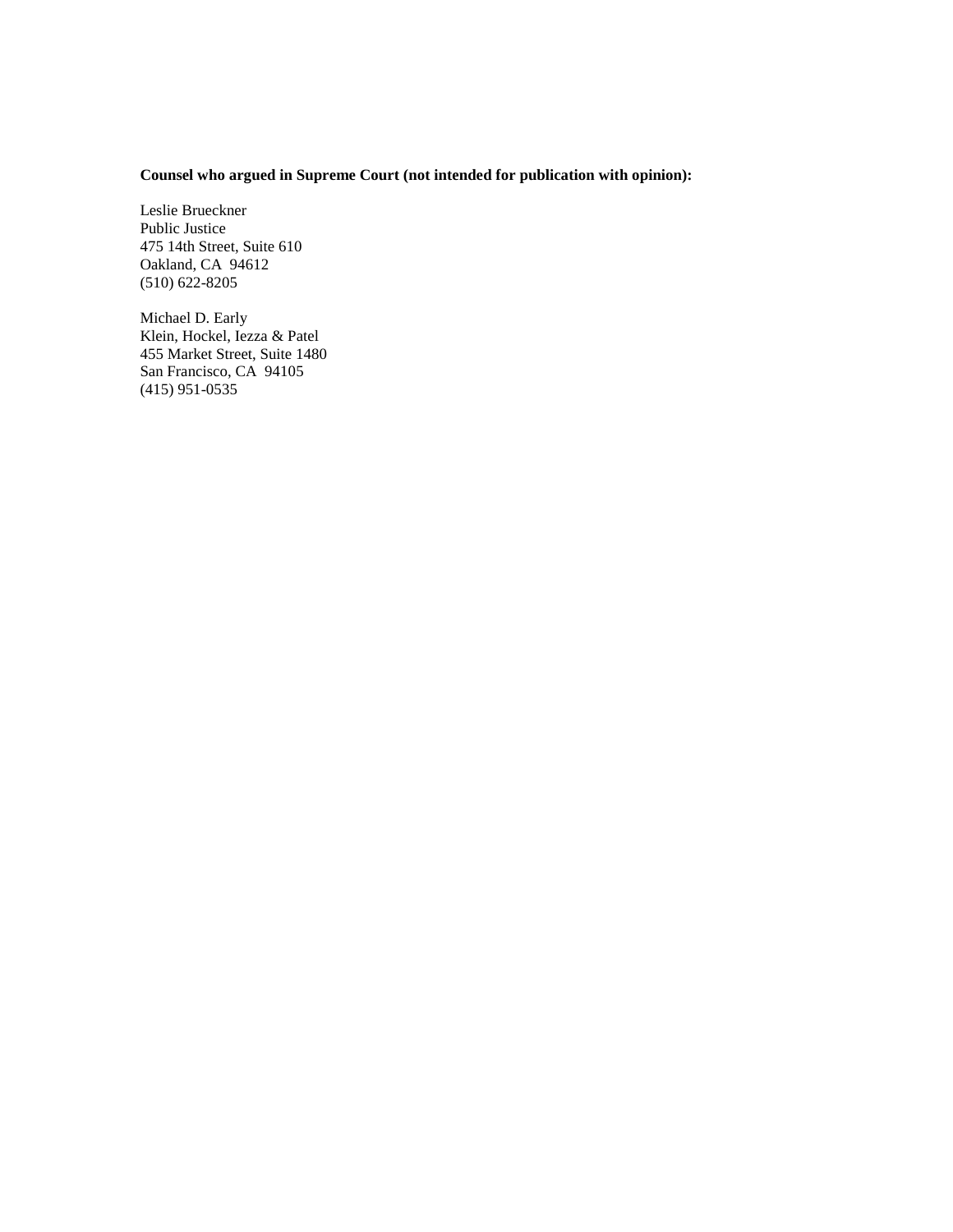**Counsel who argued in Supreme Court (not intended for publication with opinion):**

Leslie Brueckner  
Public Justice  
475 14th Street, Suite 610  
Oakland, CA 94612  
(510) 622-8205

Michael D. Early  
Klein, Hockel, Iezza & Patel  
455 Market Street, Suite 1480  
San Francisco, CA 94105  
(415) 951-0535